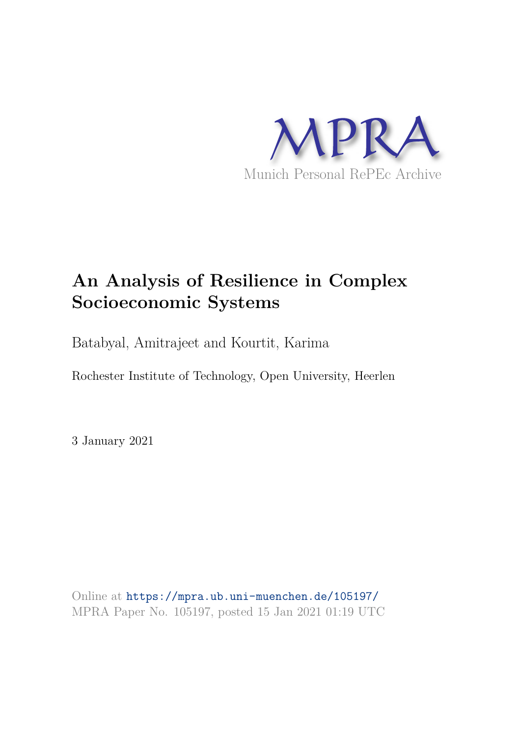MPRA

Munich Personal RePEc Archive

# An Analysis of Resilience in Complex Socioeconomic Systems

Batabyal, Amitrajeet and Kourtit, Karima

Rochester Institute of Technology, Open University, Heerlen

3 January 2021

Online at https://mpra.ub.uni-muenchen.de/105197/
MPRA Paper No. 105197, posted 15 Jan 2021 01:19 UTC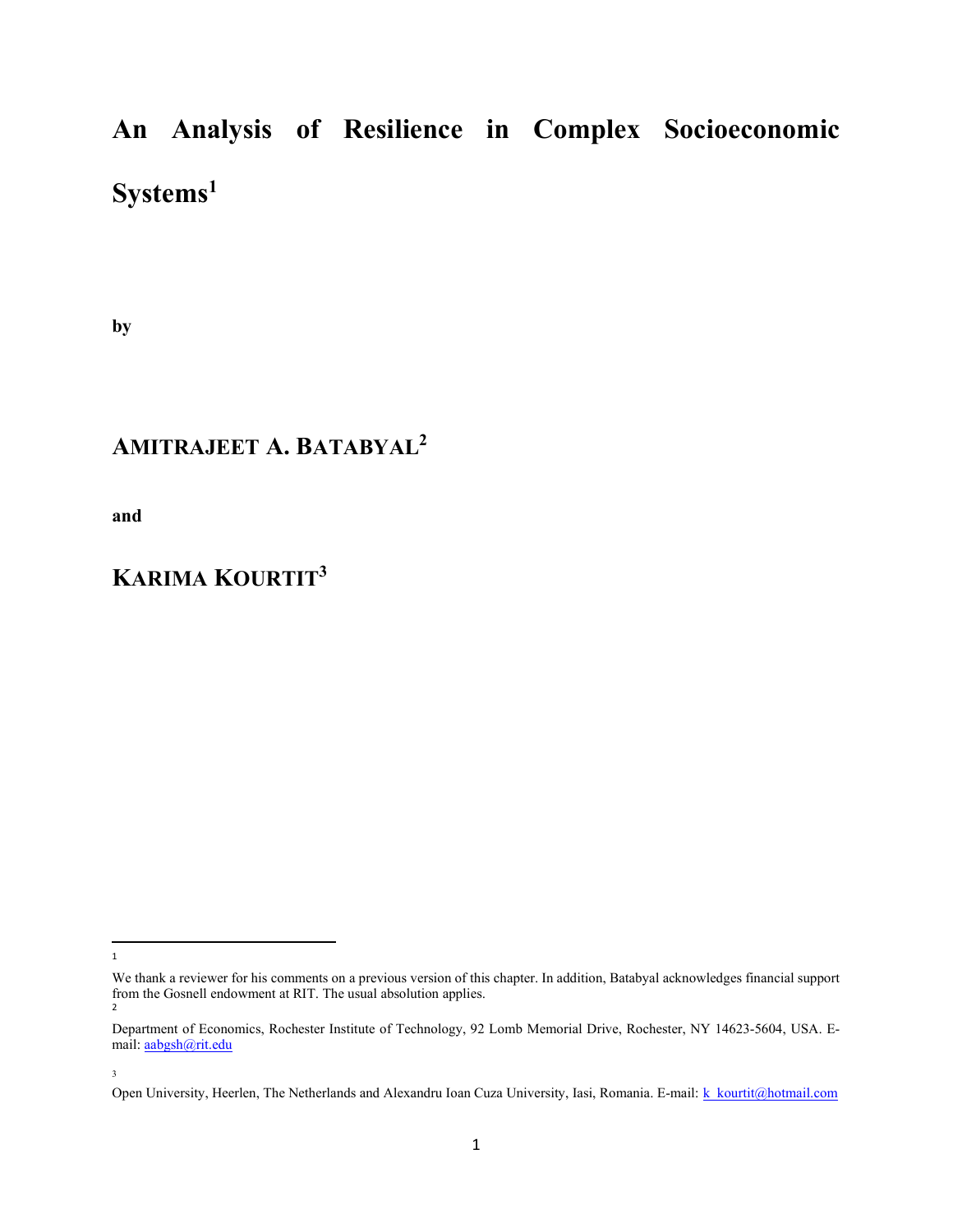# An Analysis of Resilience in Complex Socioeconomic Systems[1]

by

## AMITRAJEET A. BATABYAL[2]

and

## KARIMA KOURTIT[3]

---

[1] We thank a reviewer for his comments on a previous version of this chapter. In addition, Batabyal acknowledges financial support from the Gosnell endowment at RIT. The usual absolution applies.

[2] Department of Economics, Rochester Institute of Technology, 92 Lomb Memorial Drive, Rochester, NY 14623-5604, USA. E-mail: aabgsh@rit.edu

[3] Open University, Heerlen, The Netherlands and Alexandru Ioan Cuza University, Iasi, Romania. E-mail: k_kourtit@hotmail.com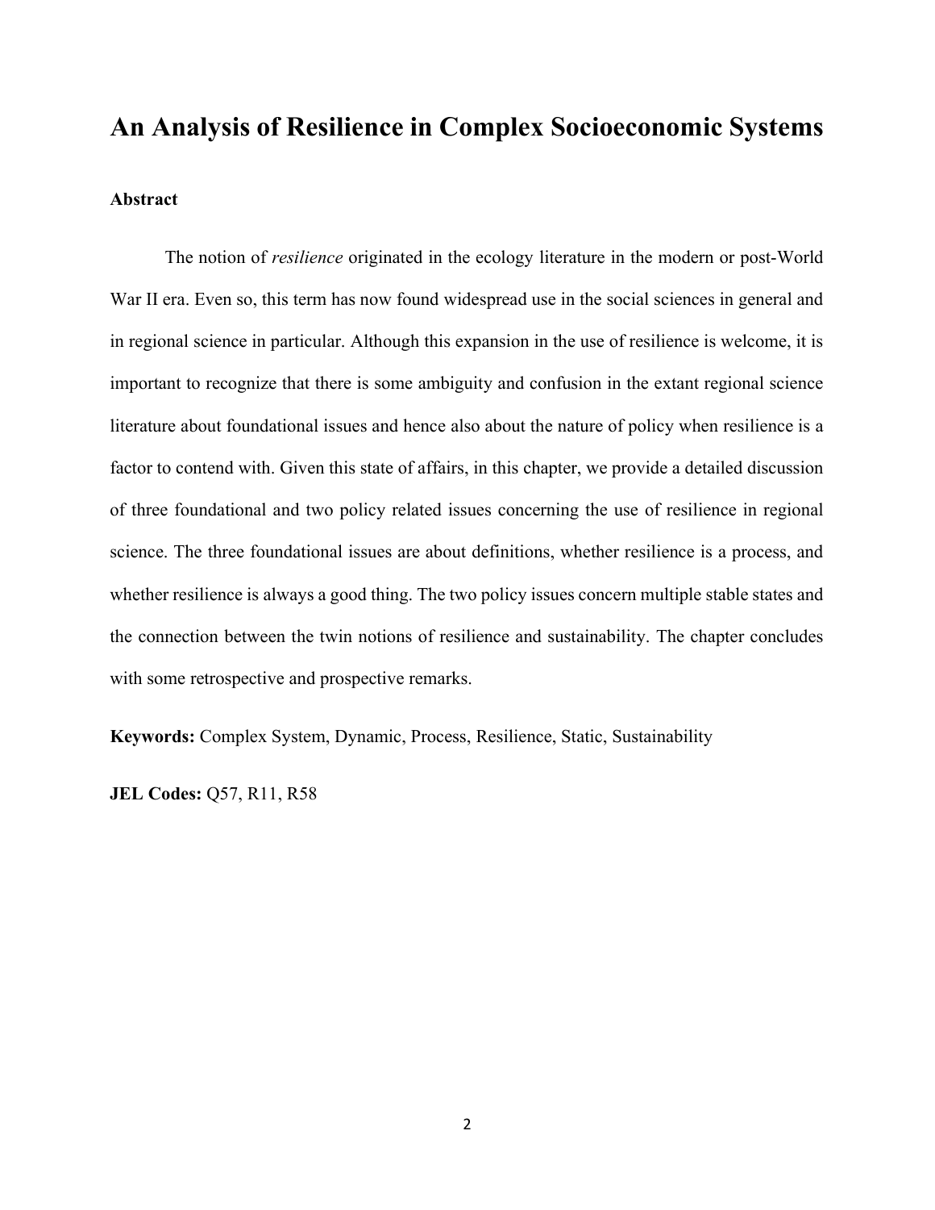# An Analysis of Resilience in Complex Socioeconomic Systems

**Abstract**

The notion of *resilience* originated in the ecology literature in the modern or post-World War II era. Even so, this term has now found widespread use in the social sciences in general and in regional science in particular. Although this expansion in the use of resilience is welcome, it is important to recognize that there is some ambiguity and confusion in the extant regional science literature about foundational issues and hence also about the nature of policy when resilience is a factor to contend with. Given this state of affairs, in this chapter, we provide a detailed discussion of three foundational and two policy related issues concerning the use of resilience in regional science. The three foundational issues are about definitions, whether resilience is a process, and whether resilience is always a good thing. The two policy issues concern multiple stable states and the connection between the twin notions of resilience and sustainability. The chapter concludes with some retrospective and prospective remarks.

**Keywords:** Complex System, Dynamic, Process, Resilience, Static, Sustainability

**JEL Codes:** Q57, R11, R58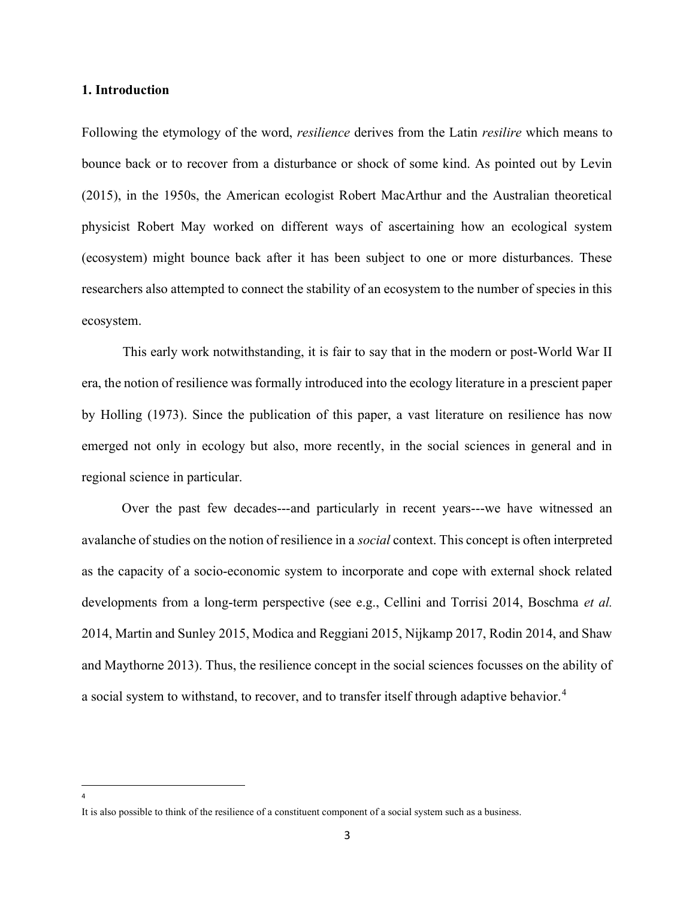## 1. Introduction

Following the etymology of the word, *resilience* derives from the Latin *resilire* which means to bounce back or to recover from a disturbance or shock of some kind. As pointed out by Levin (2015), in the 1950s, the American ecologist Robert MacArthur and the Australian theoretical physicist Robert May worked on different ways of ascertaining how an ecological system (ecosystem) might bounce back after it has been subject to one or more disturbances. These researchers also attempted to connect the stability of an ecosystem to the number of species in this ecosystem.

This early work notwithstanding, it is fair to say that in the modern or post-World War II era, the notion of resilience was formally introduced into the ecology literature in a prescient paper by Holling (1973). Since the publication of this paper, a vast literature on resilience has now emerged not only in ecology but also, more recently, in the social sciences in general and in regional science in particular.

Over the past few decades---and particularly in recent years---we have witnessed an avalanche of studies on the notion of resilience in a *social* context. This concept is often interpreted as the capacity of a socio-economic system to incorporate and cope with external shock related developments from a long-term perspective (see e.g., Cellini and Torrisi 2014, Boschma *et al.* 2014, Martin and Sunley 2015, Modica and Reggiani 2015, Nijkamp 2017, Rodin 2014, and Shaw and Maythorne 2013). Thus, the resilience concept in the social sciences focusses on the ability of a social system to withstand, to recover, and to transfer itself through adaptive behavior.[4]

---

[4] It is also possible to think of the resilience of a constituent component of a social system such as a business.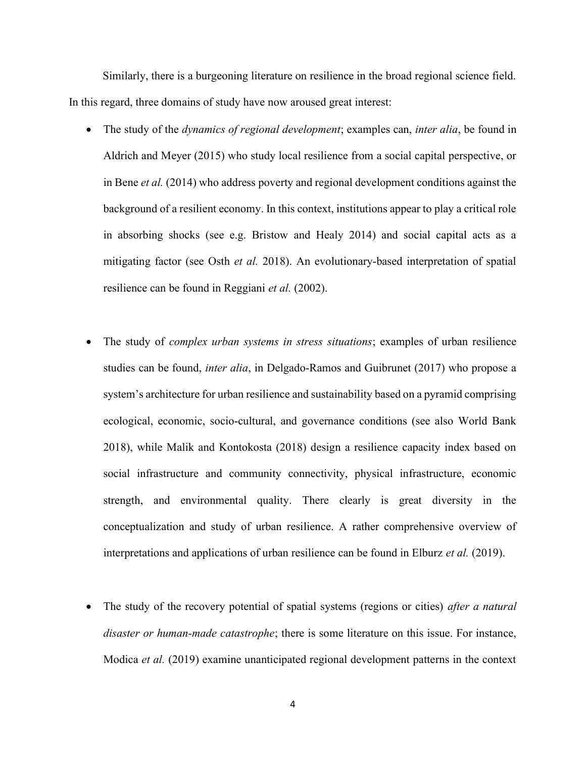Similarly, there is a burgeoning literature on resilience in the broad regional science field. In this regard, three domains of study have now aroused great interest:

- The study of the *dynamics of regional development*; examples can, *inter alia*, be found in Aldrich and Meyer (2015) who study local resilience from a social capital perspective, or in Bene *et al.* (2014) who address poverty and regional development conditions against the background of a resilient economy. In this context, institutions appear to play a critical role in absorbing shocks (see e.g. Bristow and Healy 2014) and social capital acts as a mitigating factor (see Osth *et al.* 2018). An evolutionary-based interpretation of spatial resilience can be found in Reggiani *et al.* (2002).

- The study of *complex urban systems in stress situations*; examples of urban resilience studies can be found, *inter alia*, in Delgado-Ramos and Guibrunet (2017) who propose a system's architecture for urban resilience and sustainability based on a pyramid comprising ecological, economic, socio-cultural, and governance conditions (see also World Bank 2018), while Malik and Kontokosta (2018) design a resilience capacity index based on social infrastructure and community connectivity, physical infrastructure, economic strength, and environmental quality. There clearly is great diversity in the conceptualization and study of urban resilience. A rather comprehensive overview of interpretations and applications of urban resilience can be found in Elburz *et al.* (2019).

- The study of the recovery potential of spatial systems (regions or cities) *after a natural disaster or human-made catastrophe*; there is some literature on this issue. For instance, Modica *et al.* (2019) examine unanticipated regional development patterns in the context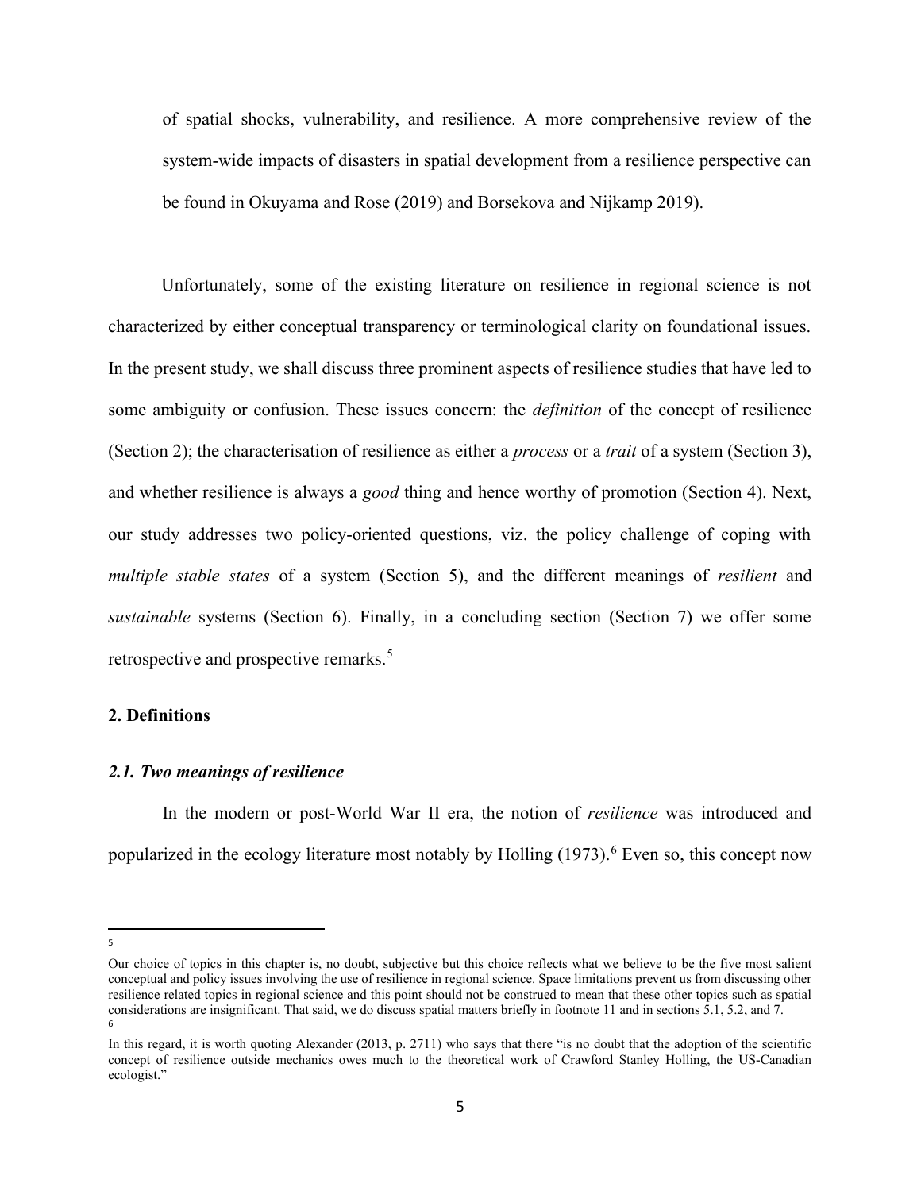of spatial shocks, vulnerability, and resilience. A more comprehensive review of the system-wide impacts of disasters in spatial development from a resilience perspective can be found in Okuyama and Rose (2019) and Borsekova and Nijkamp 2019).

Unfortunately, some of the existing literature on resilience in regional science is not characterized by either conceptual transparency or terminological clarity on foundational issues. In the present study, we shall discuss three prominent aspects of resilience studies that have led to some ambiguity or confusion. These issues concern: the *definition* of the concept of resilience (Section 2); the characterisation of resilience as either a *process* or a *trait* of a system (Section 3), and whether resilience is always a *good* thing and hence worthy of promotion (Section 4). Next, our study addresses two policy-oriented questions, viz. the policy challenge of coping with *multiple stable states* of a system (Section 5), and the different meanings of *resilient* and *sustainable* systems (Section 6). Finally, in a concluding section (Section 7) we offer some retrospective and prospective remarks.[5]

## 2. Definitions

### *2.1. Two meanings of resilience*

In the modern or post-World War II era, the notion of *resilience* was introduced and popularized in the ecology literature most notably by Holling (1973).[6] Even so, this concept now

---

[5] Our choice of topics in this chapter is, no doubt, subjective but this choice reflects what we believe to be the five most salient conceptual and policy issues involving the use of resilience in regional science. Space limitations prevent us from discussing other resilience related topics in regional science and this point should not be construed to mean that these other topics such as spatial considerations are insignificant. That said, we do discuss spatial matters briefly in footnote 11 and in sections 5.1, 5.2, and 7.

[6] In this regard, it is worth quoting Alexander (2013, p. 2711) who says that there "is no doubt that the adoption of the scientific concept of resilience outside mechanics owes much to the theoretical work of Crawford Stanley Holling, the US-Canadian ecologist."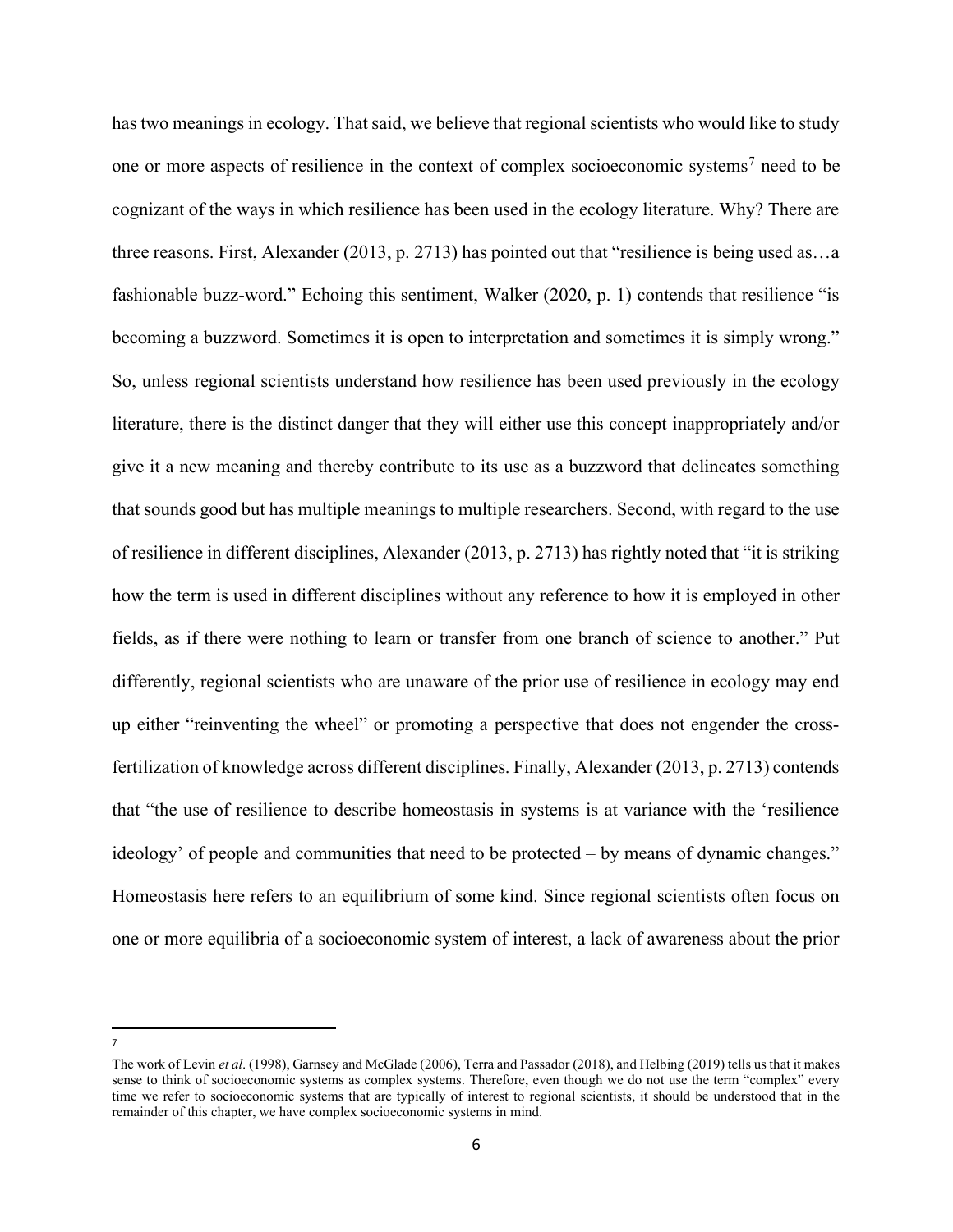has two meanings in ecology. That said, we believe that regional scientists who would like to study one or more aspects of resilience in the context of complex socioeconomic systems[7] need to be cognizant of the ways in which resilience has been used in the ecology literature. Why? There are three reasons. First, Alexander (2013, p. 2713) has pointed out that "resilience is being used as…a fashionable buzz-word." Echoing this sentiment, Walker (2020, p. 1) contends that resilience "is becoming a buzzword. Sometimes it is open to interpretation and sometimes it is simply wrong." So, unless regional scientists understand how resilience has been used previously in the ecology literature, there is the distinct danger that they will either use this concept inappropriately and/or give it a new meaning and thereby contribute to its use as a buzzword that delineates something that sounds good but has multiple meanings to multiple researchers. Second, with regard to the use of resilience in different disciplines, Alexander (2013, p. 2713) has rightly noted that "it is striking how the term is used in different disciplines without any reference to how it is employed in other fields, as if there were nothing to learn or transfer from one branch of science to another." Put differently, regional scientists who are unaware of the prior use of resilience in ecology may end up either "reinventing the wheel" or promoting a perspective that does not engender the cross-fertilization of knowledge across different disciplines. Finally, Alexander (2013, p. 2713) contends that "the use of resilience to describe homeostasis in systems is at variance with the 'resilience ideology' of people and communities that need to be protected – by means of dynamic changes." Homeostasis here refers to an equilibrium of some kind. Since regional scientists often focus on one or more equilibria of a socioeconomic system of interest, a lack of awareness about the prior

---

[7] The work of Levin *et al*. (1998), Garnsey and McGlade (2006), Terra and Passador (2018), and Helbing (2019) tells us that it makes sense to think of socioeconomic systems as complex systems. Therefore, even though we do not use the term "complex" every time we refer to socioeconomic systems that are typically of interest to regional scientists, it should be understood that in the remainder of this chapter, we have complex socioeconomic systems in mind.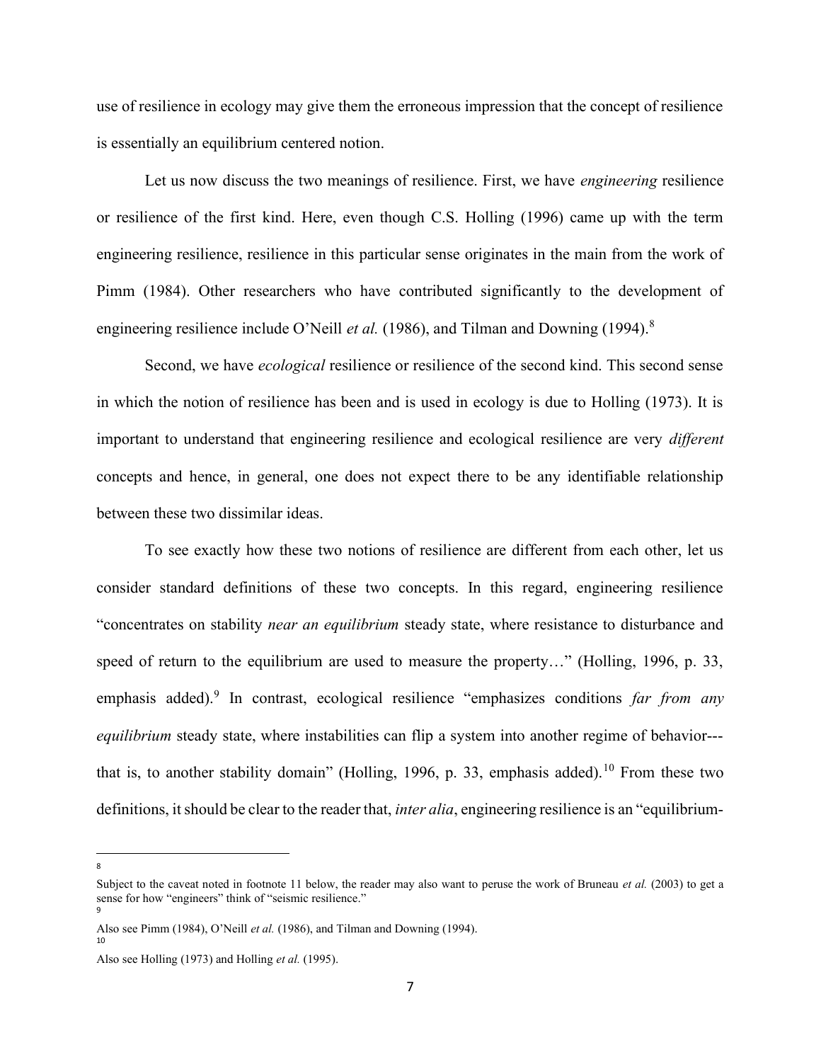use of resilience in ecology may give them the erroneous impression that the concept of resilience is essentially an equilibrium centered notion.

Let us now discuss the two meanings of resilience. First, we have *engineering* resilience or resilience of the first kind. Here, even though C.S. Holling (1996) came up with the term engineering resilience, resilience in this particular sense originates in the main from the work of Pimm (1984). Other researchers who have contributed significantly to the development of engineering resilience include O'Neill *et al.* (1986), and Tilman and Downing (1994).[8]

Second, we have *ecological* resilience or resilience of the second kind. This second sense in which the notion of resilience has been and is used in ecology is due to Holling (1973). It is important to understand that engineering resilience and ecological resilience are very *different* concepts and hence, in general, one does not expect there to be any identifiable relationship between these two dissimilar ideas.

To see exactly how these two notions of resilience are different from each other, let us consider standard definitions of these two concepts. In this regard, engineering resilience "concentrates on stability *near an equilibrium* steady state, where resistance to disturbance and speed of return to the equilibrium are used to measure the property…" (Holling, 1996, p. 33, emphasis added).[9] In contrast, ecological resilience "emphasizes conditions *far from any equilibrium* steady state, where instabilities can flip a system into another regime of behavior---that is, to another stability domain" (Holling, 1996, p. 33, emphasis added).[10] From these two definitions, it should be clear to the reader that, *inter alia*, engineering resilience is an "equilibrium-

---

[8] Subject to the caveat noted in footnote 11 below, the reader may also want to peruse the work of Bruneau *et al.* (2003) to get a sense for how "engineers" think of "seismic resilience."

[9] Also see Pimm (1984), O'Neill *et al.* (1986), and Tilman and Downing (1994).

[10] Also see Holling (1973) and Holling *et al.* (1995).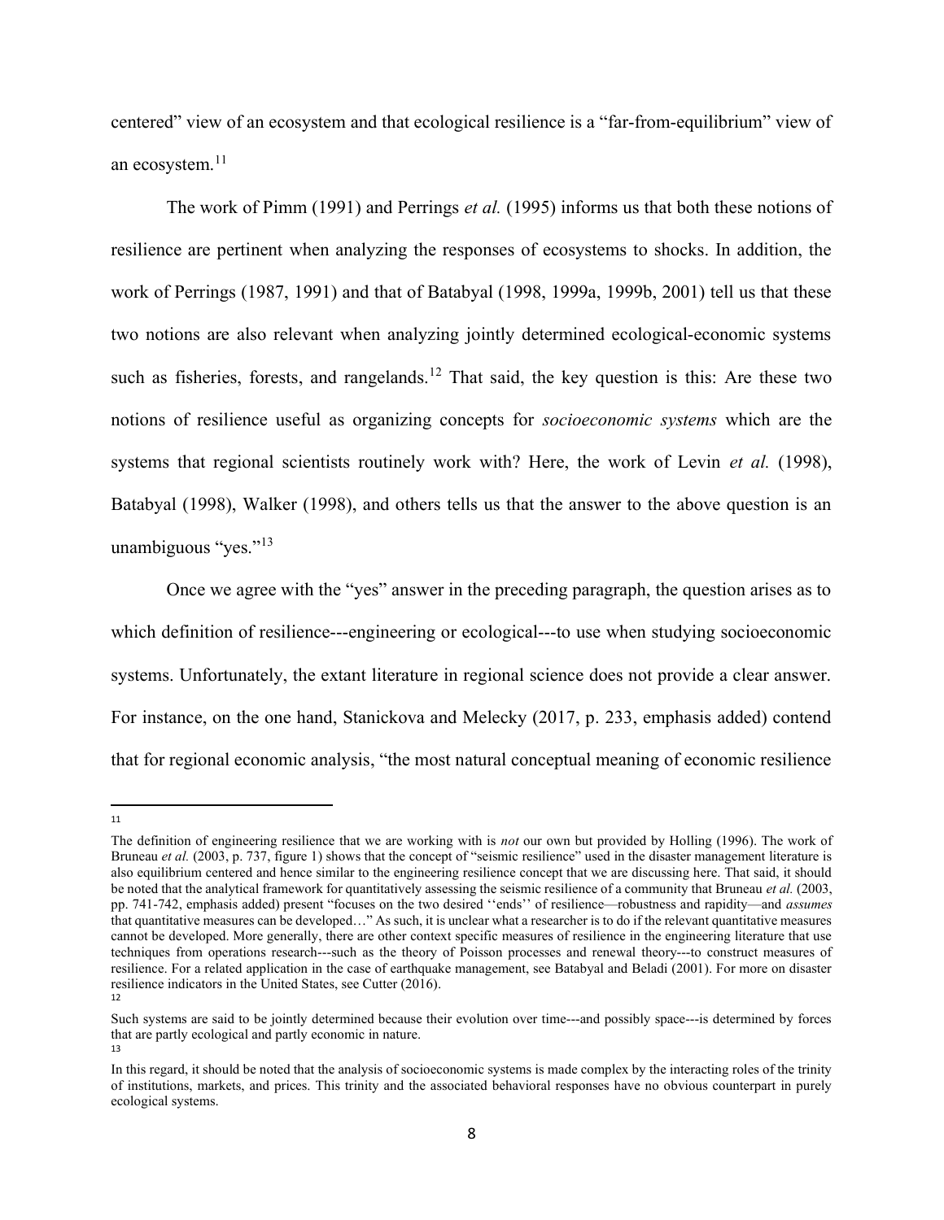centered" view of an ecosystem and that ecological resilience is a "far-from-equilibrium" view of an ecosystem.[11]

The work of Pimm (1991) and Perrings *et al.* (1995) informs us that both these notions of resilience are pertinent when analyzing the responses of ecosystems to shocks. In addition, the work of Perrings (1987, 1991) and that of Batabyal (1998, 1999a, 1999b, 2001) tell us that these two notions are also relevant when analyzing jointly determined ecological-economic systems such as fisheries, forests, and rangelands.[12] That said, the key question is this: Are these two notions of resilience useful as organizing concepts for *socioeconomic systems* which are the systems that regional scientists routinely work with? Here, the work of Levin *et al.* (1998), Batabyal (1998), Walker (1998), and others tells us that the answer to the above question is an unambiguous "yes."[13]

Once we agree with the "yes" answer in the preceding paragraph, the question arises as to which definition of resilience---engineering or ecological---to use when studying socioeconomic systems. Unfortunately, the extant literature in regional science does not provide a clear answer. For instance, on the one hand, Stanickova and Melecky (2017, p. 233, emphasis added) contend that for regional economic analysis, "the most natural conceptual meaning of economic resilience

---

[11] The definition of engineering resilience that we are working with is *not* our own but provided by Holling (1996). The work of Bruneau *et al.* (2003, p. 737, figure 1) shows that the concept of "seismic resilience" used in the disaster management literature is also equilibrium centered and hence similar to the engineering resilience concept that we are discussing here. That said, it should be noted that the analytical framework for quantitatively assessing the seismic resilience of a community that Bruneau *et al.* (2003, pp. 741-742, emphasis added) present "focuses on the two desired ''ends'' of resilience—robustness and rapidity—and *assumes* that quantitative measures can be developed…" As such, it is unclear what a researcher is to do if the relevant quantitative measures cannot be developed. More generally, there are other context specific measures of resilience in the engineering literature that use techniques from operations research---such as the theory of Poisson processes and renewal theory---to construct measures of resilience. For a related application in the case of earthquake management, see Batabyal and Beladi (2001). For more on disaster resilience indicators in the United States, see Cutter (2016).

[12] Such systems are said to be jointly determined because their evolution over time---and possibly space---is determined by forces that are partly ecological and partly economic in nature.

[13] In this regard, it should be noted that the analysis of socioeconomic systems is made complex by the interacting roles of the trinity of institutions, markets, and prices. This trinity and the associated behavioral responses have no obvious counterpart in purely ecological systems.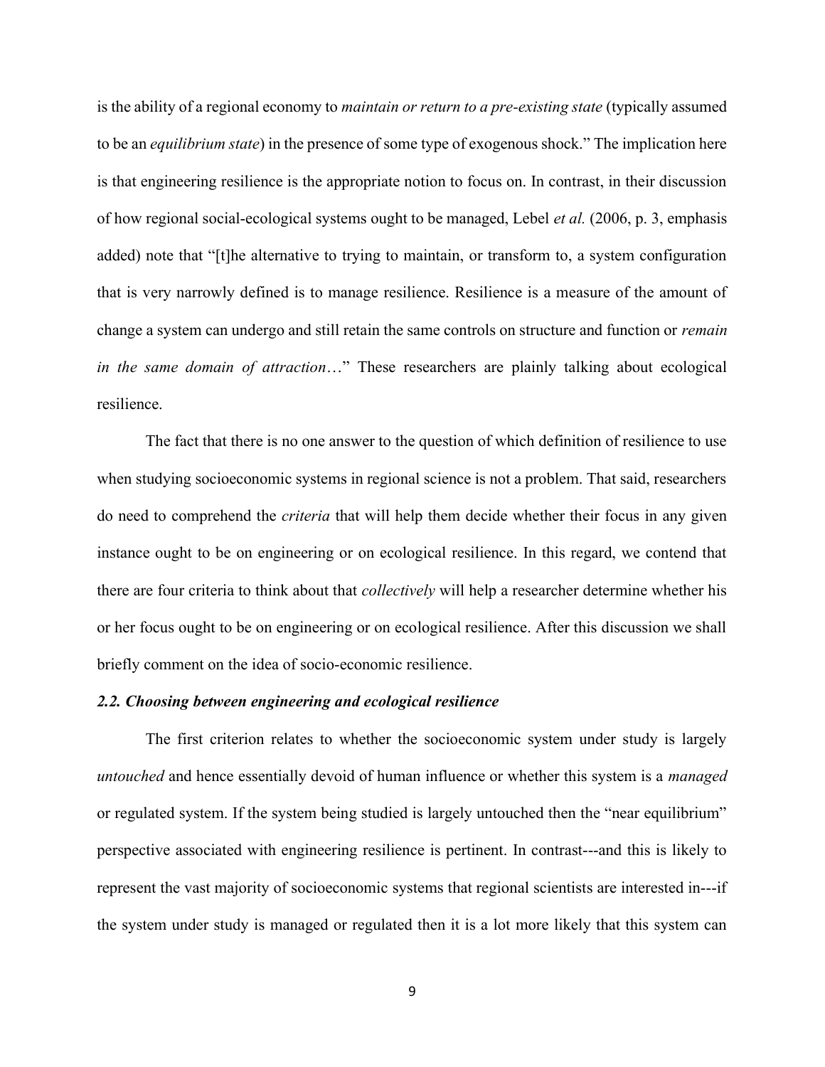is the ability of a regional economy to *maintain or return to a pre-existing state* (typically assumed to be an *equilibrium state*) in the presence of some type of exogenous shock." The implication here is that engineering resilience is the appropriate notion to focus on. In contrast, in their discussion of how regional social-ecological systems ought to be managed, Lebel *et al.* (2006, p. 3, emphasis added) note that "[t]he alternative to trying to maintain, or transform to, a system configuration that is very narrowly defined is to manage resilience. Resilience is a measure of the amount of change a system can undergo and still retain the same controls on structure and function or *remain in the same domain of attraction*…" These researchers are plainly talking about ecological resilience.

The fact that there is no one answer to the question of which definition of resilience to use when studying socioeconomic systems in regional science is not a problem. That said, researchers do need to comprehend the *criteria* that will help them decide whether their focus in any given instance ought to be on engineering or on ecological resilience. In this regard, we contend that there are four criteria to think about that *collectively* will help a researcher determine whether his or her focus ought to be on engineering or on ecological resilience. After this discussion we shall briefly comment on the idea of socio-economic resilience.

### *2.2. Choosing between engineering and ecological resilience*

The first criterion relates to whether the socioeconomic system under study is largely *untouched* and hence essentially devoid of human influence or whether this system is a *managed* or regulated system. If the system being studied is largely untouched then the "near equilibrium" perspective associated with engineering resilience is pertinent. In contrast---and this is likely to represent the vast majority of socioeconomic systems that regional scientists are interested in---if the system under study is managed or regulated then it is a lot more likely that this system can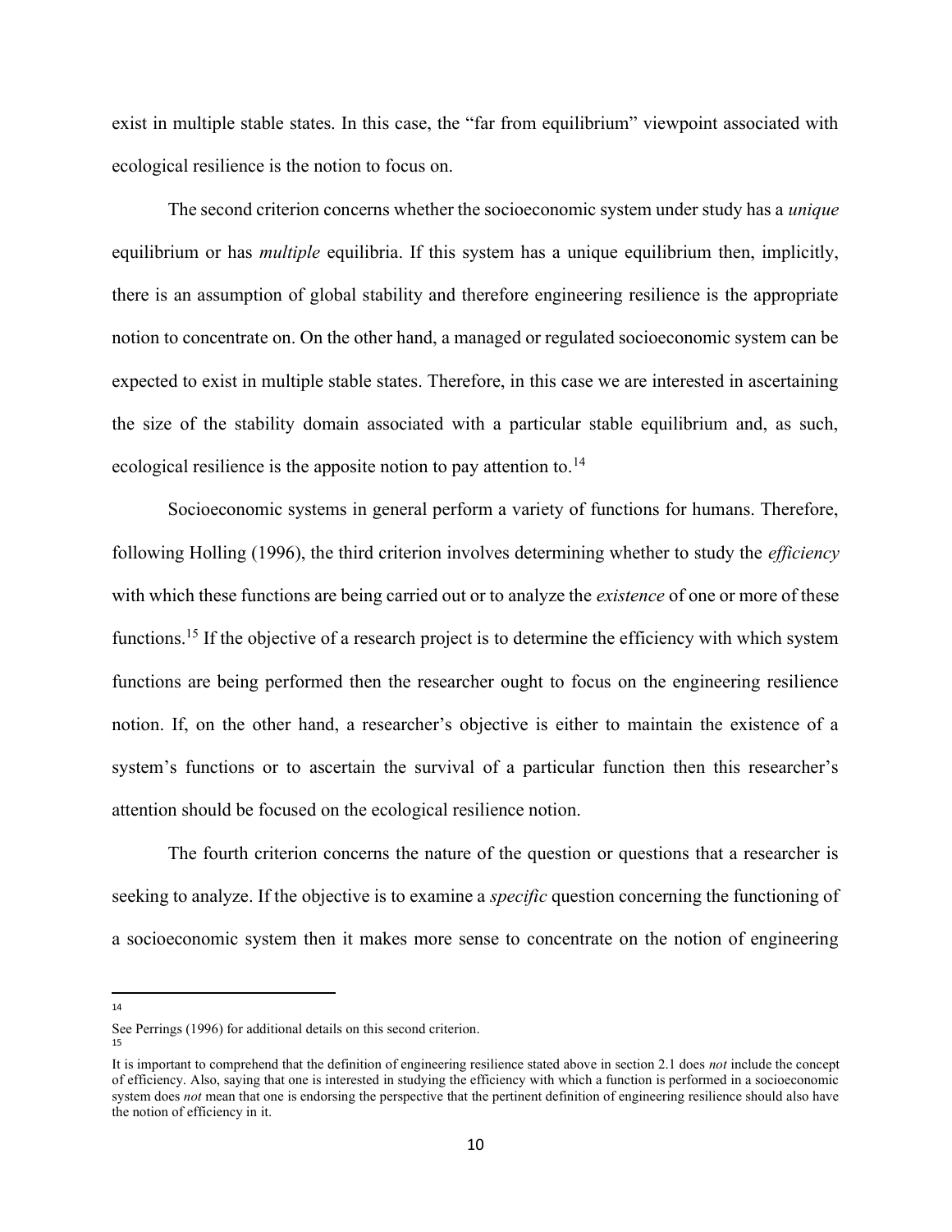exist in multiple stable states. In this case, the "far from equilibrium" viewpoint associated with ecological resilience is the notion to focus on.

The second criterion concerns whether the socioeconomic system under study has a *unique* equilibrium or has *multiple* equilibria. If this system has a unique equilibrium then, implicitly, there is an assumption of global stability and therefore engineering resilience is the appropriate notion to concentrate on. On the other hand, a managed or regulated socioeconomic system can be expected to exist in multiple stable states. Therefore, in this case we are interested in ascertaining the size of the stability domain associated with a particular stable equilibrium and, as such, ecological resilience is the apposite notion to pay attention to.[14]

Socioeconomic systems in general perform a variety of functions for humans. Therefore, following Holling (1996), the third criterion involves determining whether to study the *efficiency* with which these functions are being carried out or to analyze the *existence* of one or more of these functions.[15] If the objective of a research project is to determine the efficiency with which system functions are being performed then the researcher ought to focus on the engineering resilience notion. If, on the other hand, a researcher's objective is either to maintain the existence of a system's functions or to ascertain the survival of a particular function then this researcher's attention should be focused on the ecological resilience notion.

The fourth criterion concerns the nature of the question or questions that a researcher is seeking to analyze. If the objective is to examine a *specific* question concerning the functioning of a socioeconomic system then it makes more sense to concentrate on the notion of engineering

---

[14] See Perrings (1996) for additional details on this second criterion.

[15] It is important to comprehend that the definition of engineering resilience stated above in section 2.1 does *not* include the concept of efficiency. Also, saying that one is interested in studying the efficiency with which a function is performed in a socioeconomic system does *not* mean that one is endorsing the perspective that the pertinent definition of engineering resilience should also have the notion of efficiency in it.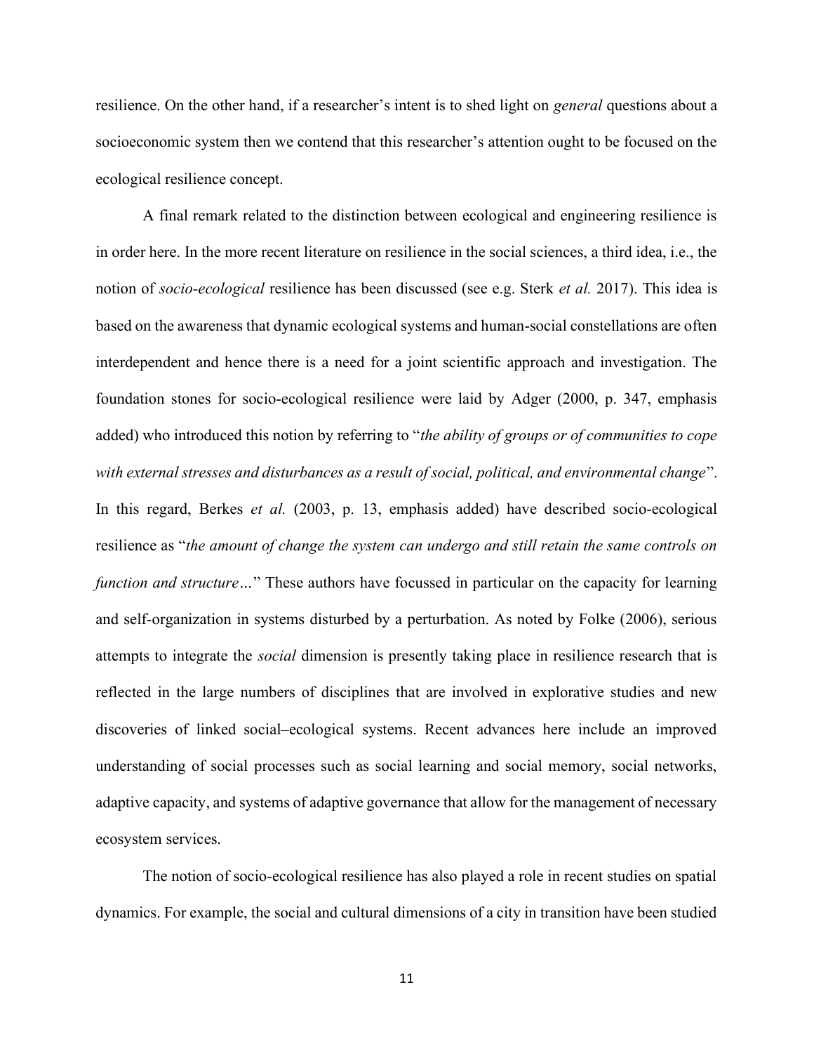resilience. On the other hand, if a researcher's intent is to shed light on *general* questions about a socioeconomic system then we contend that this researcher's attention ought to be focused on the ecological resilience concept.

A final remark related to the distinction between ecological and engineering resilience is in order here. In the more recent literature on resilience in the social sciences, a third idea, i.e., the notion of *socio-ecological* resilience has been discussed (see e.g. Sterk *et al.* 2017). This idea is based on the awareness that dynamic ecological systems and human-social constellations are often interdependent and hence there is a need for a joint scientific approach and investigation. The foundation stones for socio-ecological resilience were laid by Adger (2000, p. 347, emphasis added) who introduced this notion by referring to "*the ability of groups or of communities to cope with external stresses and disturbances as a result of social, political, and environmental change*". In this regard, Berkes *et al.* (2003, p. 13, emphasis added) have described socio-ecological resilience as "*the amount of change the system can undergo and still retain the same controls on function and structure…*" These authors have focussed in particular on the capacity for learning and self-organization in systems disturbed by a perturbation. As noted by Folke (2006), serious attempts to integrate the *social* dimension is presently taking place in resilience research that is reflected in the large numbers of disciplines that are involved in explorative studies and new discoveries of linked social–ecological systems. Recent advances here include an improved understanding of social processes such as social learning and social memory, social networks, adaptive capacity, and systems of adaptive governance that allow for the management of necessary ecosystem services.

The notion of socio-ecological resilience has also played a role in recent studies on spatial dynamics. For example, the social and cultural dimensions of a city in transition have been studied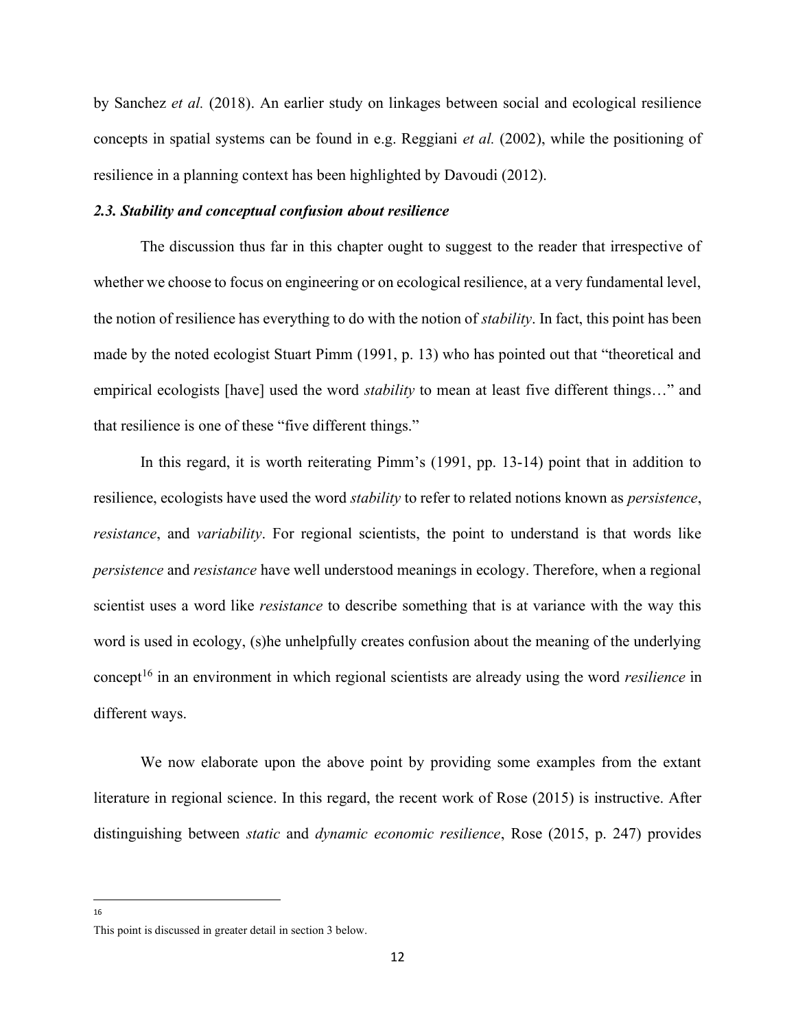by Sanchez *et al.* (2018). An earlier study on linkages between social and ecological resilience concepts in spatial systems can be found in e.g. Reggiani *et al.* (2002), while the positioning of resilience in a planning context has been highlighted by Davoudi (2012).

### *2.3. Stability and conceptual confusion about resilience*

The discussion thus far in this chapter ought to suggest to the reader that irrespective of whether we choose to focus on engineering or on ecological resilience, at a very fundamental level, the notion of resilience has everything to do with the notion of *stability*. In fact, this point has been made by the noted ecologist Stuart Pimm (1991, p. 13) who has pointed out that "theoretical and empirical ecologists [have] used the word *stability* to mean at least five different things…" and that resilience is one of these "five different things."

In this regard, it is worth reiterating Pimm's (1991, pp. 13-14) point that in addition to resilience, ecologists have used the word *stability* to refer to related notions known as *persistence*, *resistance*, and *variability*. For regional scientists, the point to understand is that words like *persistence* and *resistance* have well understood meanings in ecology. Therefore, when a regional scientist uses a word like *resistance* to describe something that is at variance with the way this word is used in ecology, (s)he unhelpfully creates confusion about the meaning of the underlying concept[16] in an environment in which regional scientists are already using the word *resilience* in different ways.

We now elaborate upon the above point by providing some examples from the extant literature in regional science. In this regard, the recent work of Rose (2015) is instructive. After distinguishing between *static* and *dynamic economic resilience*, Rose (2015, p. 247) provides

---

[16] This point is discussed in greater detail in section 3 below.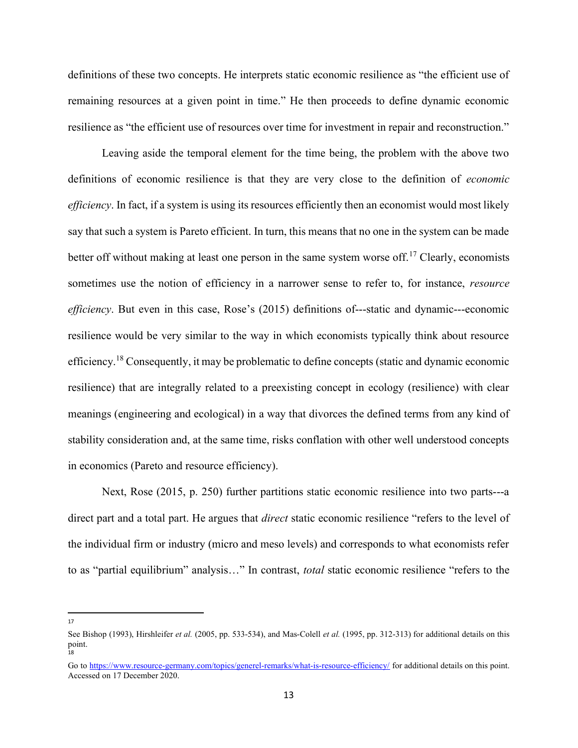definitions of these two concepts. He interprets static economic resilience as "the efficient use of remaining resources at a given point in time." He then proceeds to define dynamic economic resilience as "the efficient use of resources over time for investment in repair and reconstruction."

Leaving aside the temporal element for the time being, the problem with the above two definitions of economic resilience is that they are very close to the definition of *economic efficiency*. In fact, if a system is using its resources efficiently then an economist would most likely say that such a system is Pareto efficient. In turn, this means that no one in the system can be made better off without making at least one person in the same system worse off.[17] Clearly, economists sometimes use the notion of efficiency in a narrower sense to refer to, for instance, *resource efficiency*. But even in this case, Rose's (2015) definitions of---static and dynamic---economic resilience would be very similar to the way in which economists typically think about resource efficiency.[18] Consequently, it may be problematic to define concepts (static and dynamic economic resilience) that are integrally related to a preexisting concept in ecology (resilience) with clear meanings (engineering and ecological) in a way that divorces the defined terms from any kind of stability consideration and, at the same time, risks conflation with other well understood concepts in economics (Pareto and resource efficiency).

Next, Rose (2015, p. 250) further partitions static economic resilience into two parts---a direct part and a total part. He argues that *direct* static economic resilience "refers to the level of the individual firm or industry (micro and meso levels) and corresponds to what economists refer to as "partial equilibrium" analysis…" In contrast, *total* static economic resilience "refers to the

---

[17] See Bishop (1993), Hirshleifer *et al.* (2005, pp. 533-534), and Mas-Colell *et al.* (1995, pp. 312-313) for additional details on this point.

[18] Go to https://www.resource-germany.com/topics/generel-remarks/what-is-resource-efficiency/ for additional details on this point. Accessed on 17 December 2020.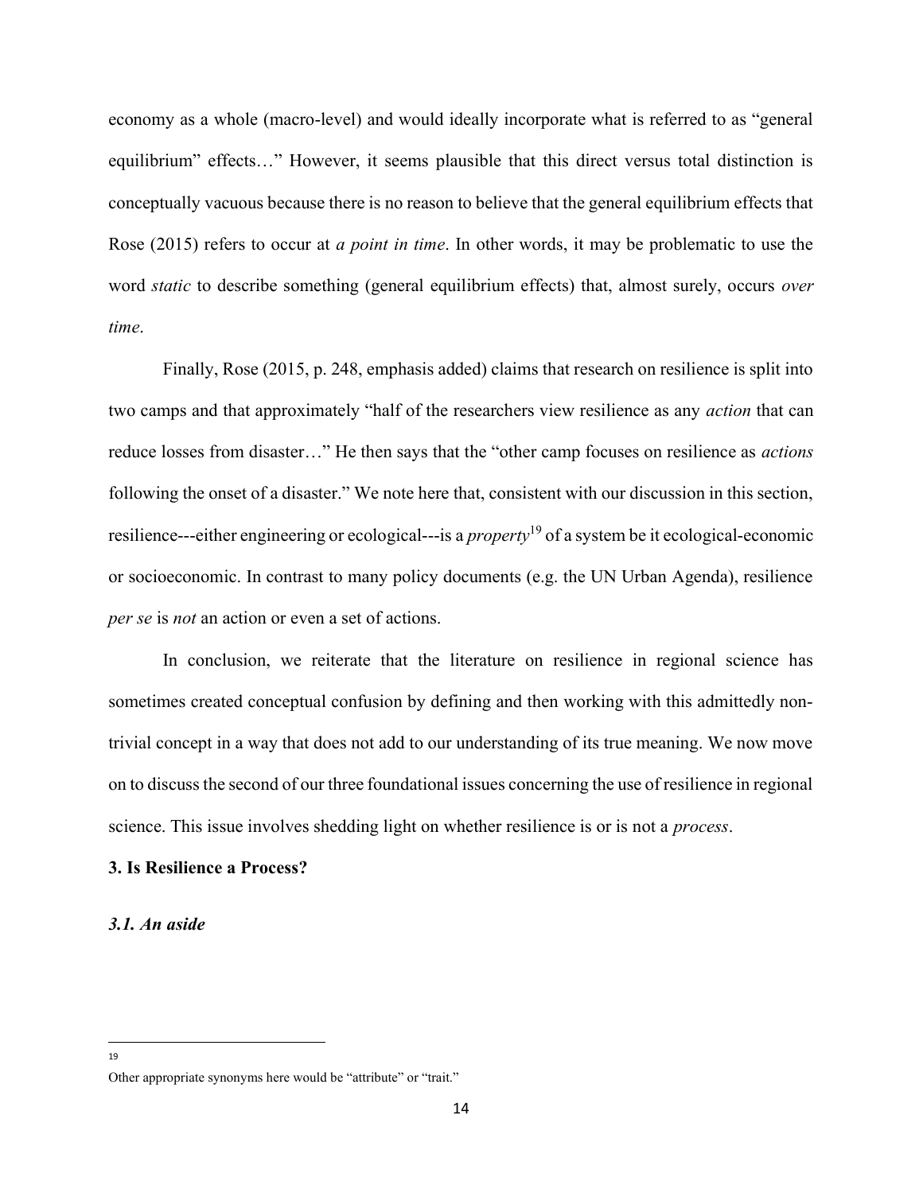economy as a whole (macro-level) and would ideally incorporate what is referred to as "general equilibrium" effects…" However, it seems plausible that this direct versus total distinction is conceptually vacuous because there is no reason to believe that the general equilibrium effects that Rose (2015) refers to occur at *a point in time*. In other words, it may be problematic to use the word *static* to describe something (general equilibrium effects) that, almost surely, occurs *over time*.

Finally, Rose (2015, p. 248, emphasis added) claims that research on resilience is split into two camps and that approximately "half of the researchers view resilience as any *action* that can reduce losses from disaster…" He then says that the "other camp focuses on resilience as *actions* following the onset of a disaster." We note here that, consistent with our discussion in this section, resilience---either engineering or ecological---is a *property*[19] of a system be it ecological-economic or socioeconomic. In contrast to many policy documents (e.g. the UN Urban Agenda), resilience *per se* is *not* an action or even a set of actions.

In conclusion, we reiterate that the literature on resilience in regional science has sometimes created conceptual confusion by defining and then working with this admittedly non-trivial concept in a way that does not add to our understanding of its true meaning. We now move on to discuss the second of our three foundational issues concerning the use of resilience in regional science. This issue involves shedding light on whether resilience is or is not a *process*.

## 3. Is Resilience a Process?

### *3.1. An aside*

[19] Other appropriate synonyms here would be "attribute" or "trait."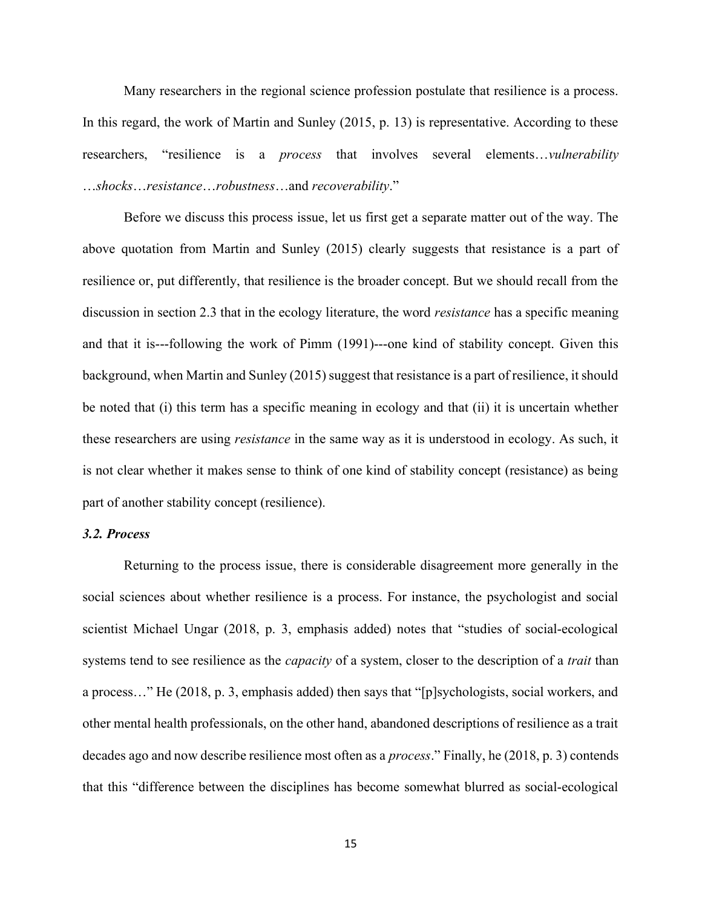Many researchers in the regional science profession postulate that resilience is a process. In this regard, the work of Martin and Sunley (2015, p. 13) is representative. According to these researchers, "resilience is a *process* that involves several elements…*vulnerability* …*shocks*…*resistance*…*robustness*…and *recoverability*."

Before we discuss this process issue, let us first get a separate matter out of the way. The above quotation from Martin and Sunley (2015) clearly suggests that resistance is a part of resilience or, put differently, that resilience is the broader concept. But we should recall from the discussion in section 2.3 that in the ecology literature, the word *resistance* has a specific meaning and that it is---following the work of Pimm (1991)---one kind of stability concept. Given this background, when Martin and Sunley (2015) suggest that resistance is a part of resilience, it should be noted that (i) this term has a specific meaning in ecology and that (ii) it is uncertain whether these researchers are using *resistance* in the same way as it is understood in ecology. As such, it is not clear whether it makes sense to think of one kind of stability concept (resistance) as being part of another stability concept (resilience).

### *3.2. Process*

Returning to the process issue, there is considerable disagreement more generally in the social sciences about whether resilience is a process. For instance, the psychologist and social scientist Michael Ungar (2018, p. 3, emphasis added) notes that "studies of social-ecological systems tend to see resilience as the *capacity* of a system, closer to the description of a *trait* than a process…" He (2018, p. 3, emphasis added) then says that "[p]sychologists, social workers, and other mental health professionals, on the other hand, abandoned descriptions of resilience as a trait decades ago and now describe resilience most often as a *process*." Finally, he (2018, p. 3) contends that this "difference between the disciplines has become somewhat blurred as social-ecological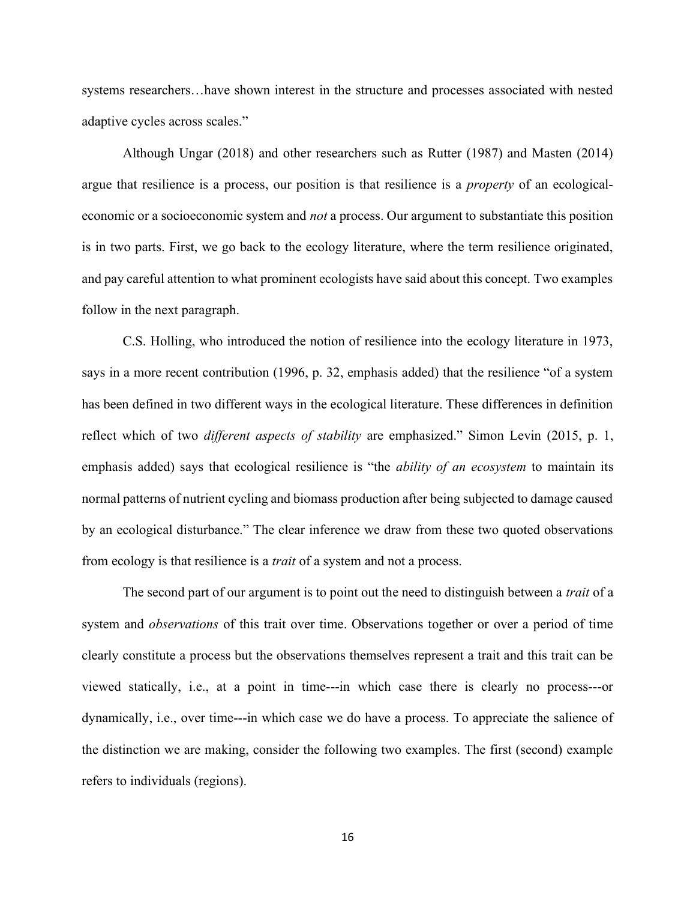systems researchers…have shown interest in the structure and processes associated with nested adaptive cycles across scales."

Although Ungar (2018) and other researchers such as Rutter (1987) and Masten (2014) argue that resilience is a process, our position is that resilience is a *property* of an ecological-economic or a socioeconomic system and *not* a process. Our argument to substantiate this position is in two parts. First, we go back to the ecology literature, where the term resilience originated, and pay careful attention to what prominent ecologists have said about this concept. Two examples follow in the next paragraph.

C.S. Holling, who introduced the notion of resilience into the ecology literature in 1973, says in a more recent contribution (1996, p. 32, emphasis added) that the resilience "of a system has been defined in two different ways in the ecological literature. These differences in definition reflect which of two *different aspects of stability* are emphasized." Simon Levin (2015, p. 1, emphasis added) says that ecological resilience is "the *ability of an ecosystem* to maintain its normal patterns of nutrient cycling and biomass production after being subjected to damage caused by an ecological disturbance." The clear inference we draw from these two quoted observations from ecology is that resilience is a *trait* of a system and not a process.

The second part of our argument is to point out the need to distinguish between a *trait* of a system and *observations* of this trait over time. Observations together or over a period of time clearly constitute a process but the observations themselves represent a trait and this trait can be viewed statically, i.e., at a point in time---in which case there is clearly no process---or dynamically, i.e., over time---in which case we do have a process. To appreciate the salience of the distinction we are making, consider the following two examples. The first (second) example refers to individuals (regions).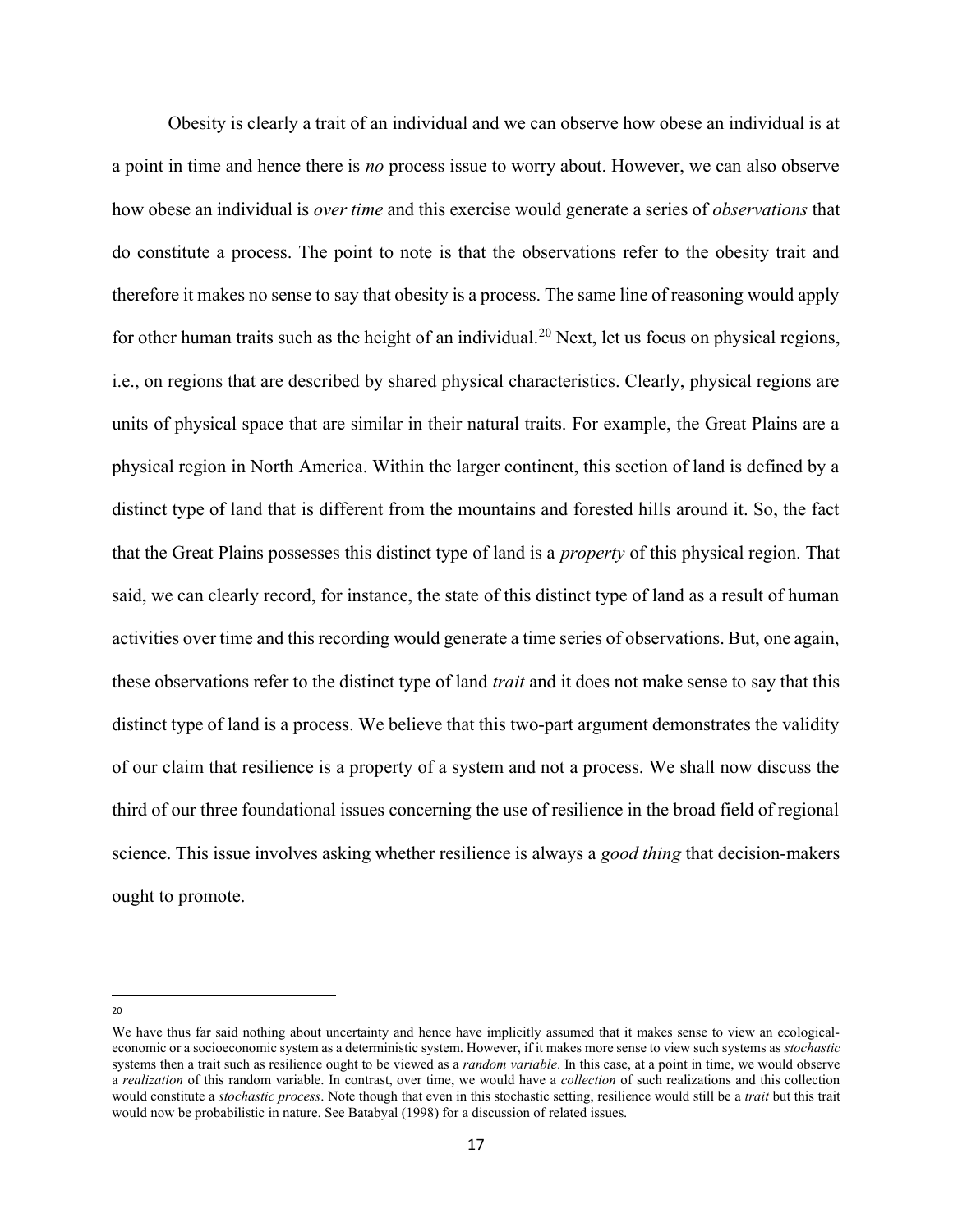Obesity is clearly a trait of an individual and we can observe how obese an individual is at a point in time and hence there is *no* process issue to worry about. However, we can also observe how obese an individual is *over time* and this exercise would generate a series of *observations* that do constitute a process. The point to note is that the observations refer to the obesity trait and therefore it makes no sense to say that obesity is a process. The same line of reasoning would apply for other human traits such as the height of an individual.[20] Next, let us focus on physical regions, i.e., on regions that are described by shared physical characteristics. Clearly, physical regions are units of physical space that are similar in their natural traits. For example, the Great Plains are a physical region in North America. Within the larger continent, this section of land is defined by a distinct type of land that is different from the mountains and forested hills around it. So, the fact that the Great Plains possesses this distinct type of land is a *property* of this physical region. That said, we can clearly record, for instance, the state of this distinct type of land as a result of human activities over time and this recording would generate a time series of observations. But, one again, these observations refer to the distinct type of land *trait* and it does not make sense to say that this distinct type of land is a process. We believe that this two-part argument demonstrates the validity of our claim that resilience is a property of a system and not a process. We shall now discuss the third of our three foundational issues concerning the use of resilience in the broad field of regional science. This issue involves asking whether resilience is always a *good thing* that decision-makers ought to promote.

---

[20] We have thus far said nothing about uncertainty and hence have implicitly assumed that it makes sense to view an ecological-economic or a socioeconomic system as a deterministic system. However, if it makes more sense to view such systems as *stochastic* systems then a trait such as resilience ought to be viewed as a *random variable*. In this case, at a point in time, we would observe a *realization* of this random variable. In contrast, over time, we would have a *collection* of such realizations and this collection would constitute a *stochastic process*. Note though that even in this stochastic setting, resilience would still be a *trait* but this trait would now be probabilistic in nature. See Batabyal (1998) for a discussion of related issues.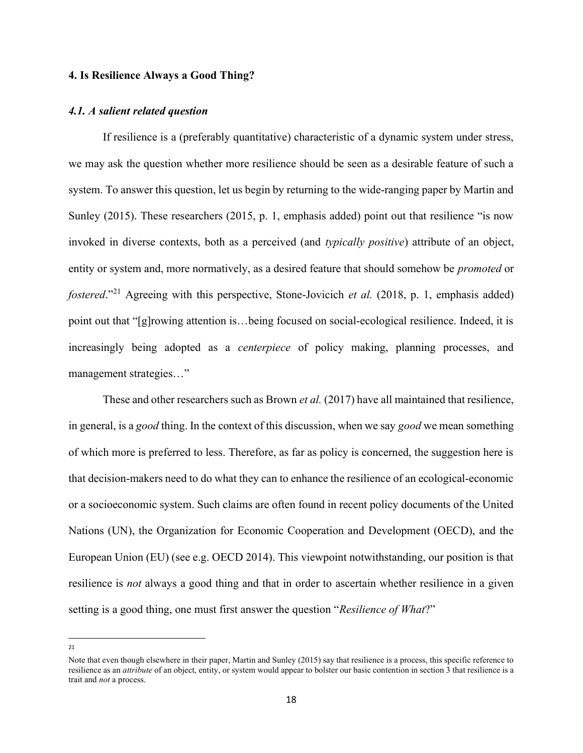## 4. Is Resilience Always a Good Thing?

### *4.1. A salient related question*

If resilience is a (preferably quantitative) characteristic of a dynamic system under stress, we may ask the question whether more resilience should be seen as a desirable feature of such a system. To answer this question, let us begin by returning to the wide-ranging paper by Martin and Sunley (2015). These researchers (2015, p. 1, emphasis added) point out that resilience "is now invoked in diverse contexts, both as a perceived (and *typically positive*) attribute of an object, entity or system and, more normatively, as a desired feature that should somehow be *promoted* or *fostered*."[21] Agreeing with this perspective, Stone-Jovicich *et al.* (2018, p. 1, emphasis added) point out that "[g]rowing attention is…being focused on social-ecological resilience. Indeed, it is increasingly being adopted as a *centerpiece* of policy making, planning processes, and management strategies…"

These and other researchers such as Brown *et al.* (2017) have all maintained that resilience, in general, is a *good* thing. In the context of this discussion, when we say *good* we mean something of which more is preferred to less. Therefore, as far as policy is concerned, the suggestion here is that decision-makers need to do what they can to enhance the resilience of an ecological-economic or a socioeconomic system. Such claims are often found in recent policy documents of the United Nations (UN), the Organization for Economic Cooperation and Development (OECD), and the European Union (EU) (see e.g. OECD 2014). This viewpoint notwithstanding, our position is that resilience is *not* always a good thing and that in order to ascertain whether resilience in a given setting is a good thing, one must first answer the question "*Resilience of What*?"

---

[21] Note that even though elsewhere in their paper, Martin and Sunley (2015) say that resilience is a process, this specific reference to resilience as an *attribute* of an object, entity, or system would appear to bolster our basic contention in section 3 that resilience is a trait and *not* a process.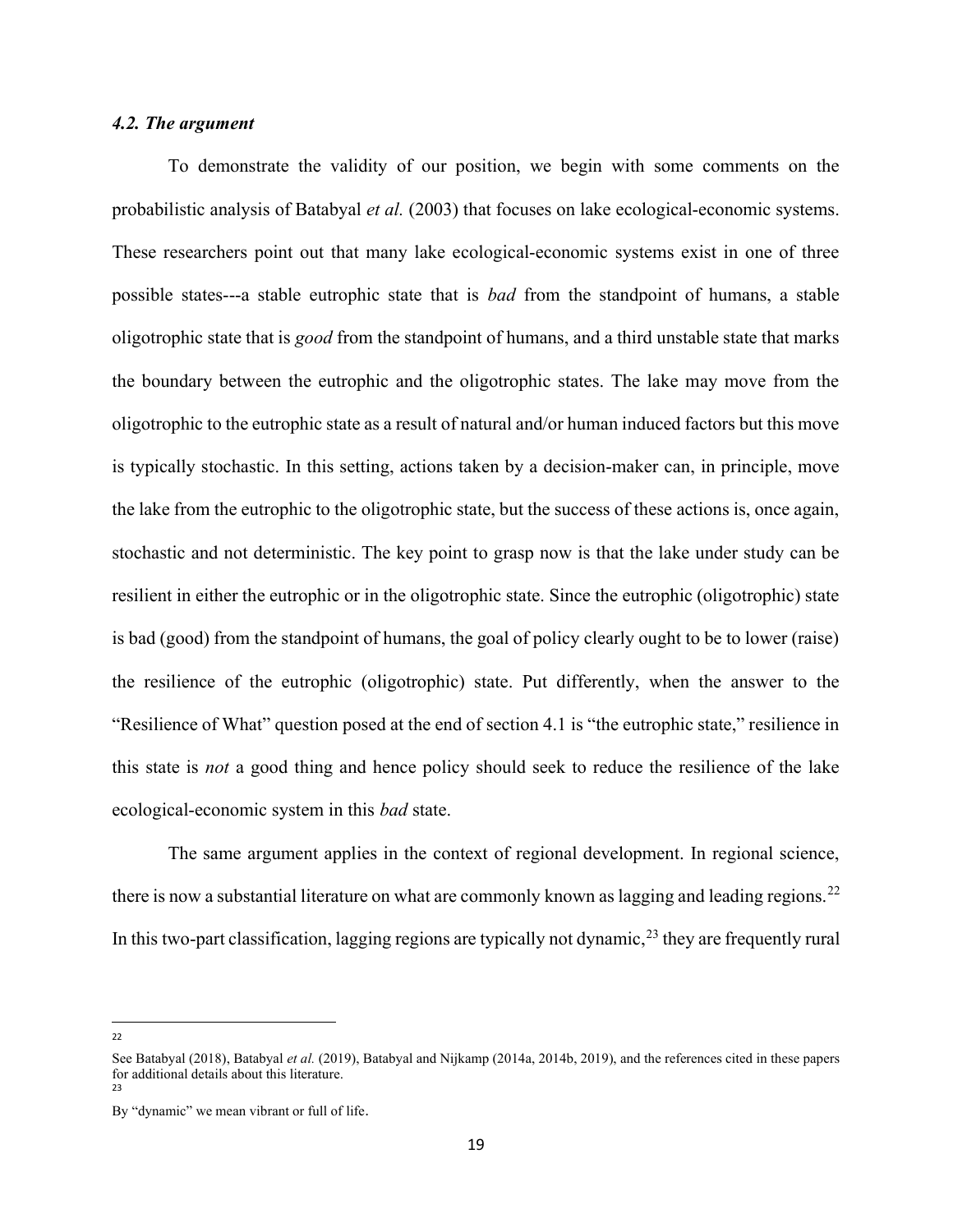### *4.2. The argument*

To demonstrate the validity of our position, we begin with some comments on the probabilistic analysis of Batabyal *et al.* (2003) that focuses on lake ecological-economic systems. These researchers point out that many lake ecological-economic systems exist in one of three possible states---a stable eutrophic state that is *bad* from the standpoint of humans, a stable oligotrophic state that is *good* from the standpoint of humans, and a third unstable state that marks the boundary between the eutrophic and the oligotrophic states. The lake may move from the oligotrophic to the eutrophic state as a result of natural and/or human induced factors but this move is typically stochastic. In this setting, actions taken by a decision-maker can, in principle, move the lake from the eutrophic to the oligotrophic state, but the success of these actions is, once again, stochastic and not deterministic. The key point to grasp now is that the lake under study can be resilient in either the eutrophic or in the oligotrophic state. Since the eutrophic (oligotrophic) state is bad (good) from the standpoint of humans, the goal of policy clearly ought to be to lower (raise) the resilience of the eutrophic (oligotrophic) state. Put differently, when the answer to the "Resilience of What" question posed at the end of section 4.1 is "the eutrophic state," resilience in this state is *not* a good thing and hence policy should seek to reduce the resilience of the lake ecological-economic system in this *bad* state.

The same argument applies in the context of regional development. In regional science, there is now a substantial literature on what are commonly known as lagging and leading regions.[22] In this two-part classification, lagging regions are typically not dynamic,[23] they are frequently rural

---

[22] See Batabyal (2018), Batabyal *et al.* (2019), Batabyal and Nijkamp (2014a, 2014b, 2019), and the references cited in these papers for additional details about this literature.

[23] By "dynamic" we mean vibrant or full of life.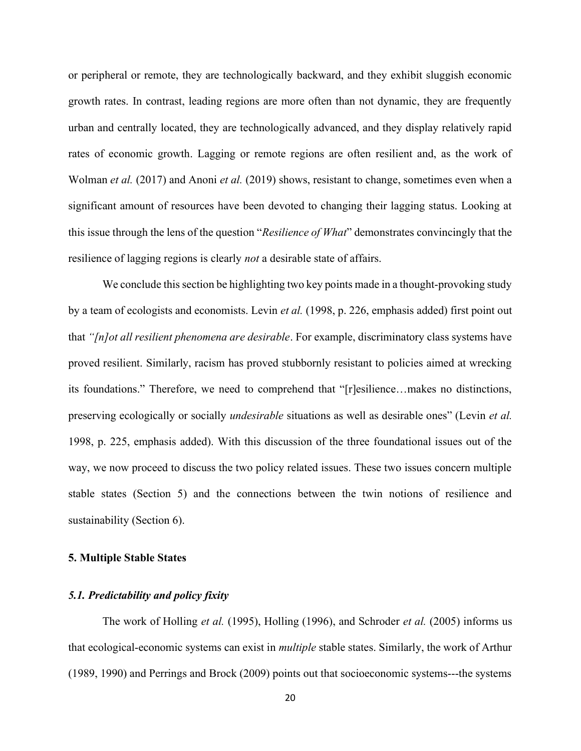or peripheral or remote, they are technologically backward, and they exhibit sluggish economic growth rates. In contrast, leading regions are more often than not dynamic, they are frequently urban and centrally located, they are technologically advanced, and they display relatively rapid rates of economic growth. Lagging or remote regions are often resilient and, as the work of Wolman *et al.* (2017) and Anoni *et al.* (2019) shows, resistant to change, sometimes even when a significant amount of resources have been devoted to changing their lagging status. Looking at this issue through the lens of the question "*Resilience of What*" demonstrates convincingly that the resilience of lagging regions is clearly *not* a desirable state of affairs.

We conclude this section be highlighting two key points made in a thought-provoking study by a team of ecologists and economists. Levin *et al.* (1998, p. 226, emphasis added) first point out that *"[n]ot all resilient phenomena are desirable*. For example, discriminatory class systems have proved resilient. Similarly, racism has proved stubbornly resistant to policies aimed at wrecking its foundations." Therefore, we need to comprehend that "[r]esilience…makes no distinctions, preserving ecologically or socially *undesirable* situations as well as desirable ones" (Levin *et al.* 1998, p. 225, emphasis added). With this discussion of the three foundational issues out of the way, we now proceed to discuss the two policy related issues. These two issues concern multiple stable states (Section 5) and the connections between the twin notions of resilience and sustainability (Section 6).

## 5. Multiple Stable States

### *5.1. Predictability and policy fixity*

The work of Holling *et al.* (1995), Holling (1996), and Schroder *et al.* (2005) informs us that ecological-economic systems can exist in *multiple* stable states. Similarly, the work of Arthur (1989, 1990) and Perrings and Brock (2009) points out that socioeconomic systems---the systems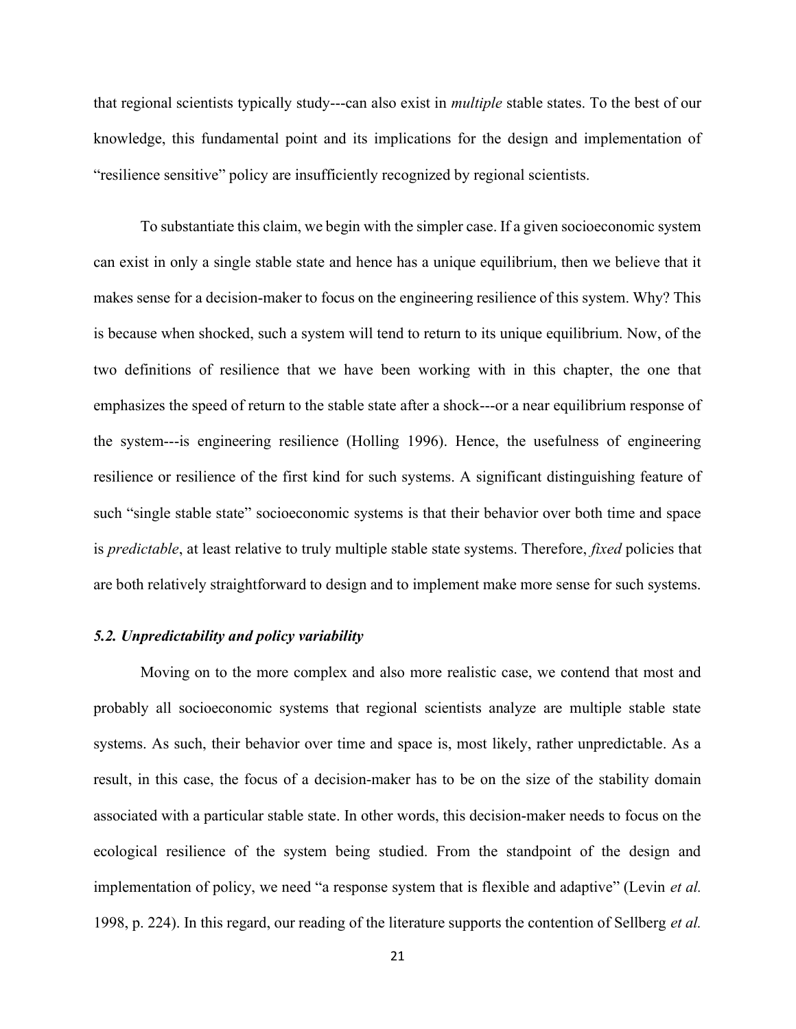that regional scientists typically study---can also exist in *multiple* stable states. To the best of our knowledge, this fundamental point and its implications for the design and implementation of "resilience sensitive" policy are insufficiently recognized by regional scientists.

To substantiate this claim, we begin with the simpler case. If a given socioeconomic system can exist in only a single stable state and hence has a unique equilibrium, then we believe that it makes sense for a decision-maker to focus on the engineering resilience of this system. Why? This is because when shocked, such a system will tend to return to its unique equilibrium. Now, of the two definitions of resilience that we have been working with in this chapter, the one that emphasizes the speed of return to the stable state after a shock---or a near equilibrium response of the system---is engineering resilience (Holling 1996). Hence, the usefulness of engineering resilience or resilience of the first kind for such systems. A significant distinguishing feature of such "single stable state" socioeconomic systems is that their behavior over both time and space is *predictable*, at least relative to truly multiple stable state systems. Therefore, *fixed* policies that are both relatively straightforward to design and to implement make more sense for such systems.

### *5.2. Unpredictability and policy variability*

Moving on to the more complex and also more realistic case, we contend that most and probably all socioeconomic systems that regional scientists analyze are multiple stable state systems. As such, their behavior over time and space is, most likely, rather unpredictable. As a result, in this case, the focus of a decision-maker has to be on the size of the stability domain associated with a particular stable state. In other words, this decision-maker needs to focus on the ecological resilience of the system being studied. From the standpoint of the design and implementation of policy, we need "a response system that is flexible and adaptive" (Levin *et al.* 1998, p. 224). In this regard, our reading of the literature supports the contention of Sellberg *et al.*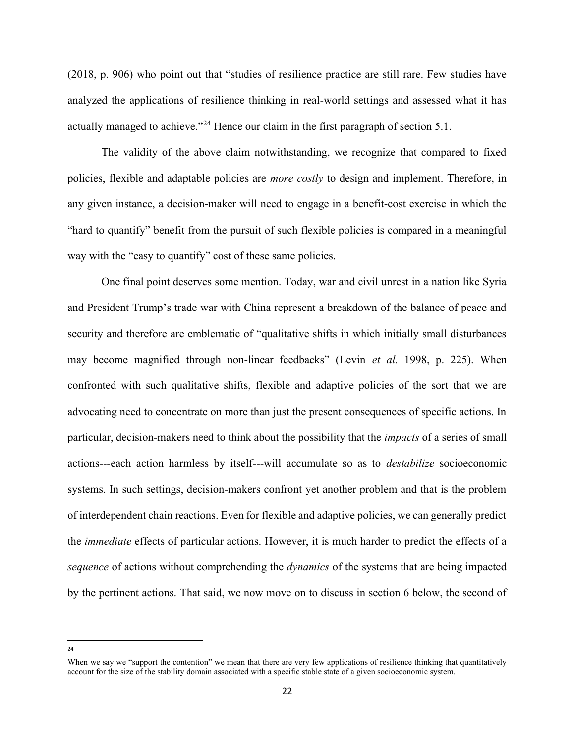(2018, p. 906) who point out that "studies of resilience practice are still rare. Few studies have analyzed the applications of resilience thinking in real-world settings and assessed what it has actually managed to achieve."[24] Hence our claim in the first paragraph of section 5.1.

The validity of the above claim notwithstanding, we recognize that compared to fixed policies, flexible and adaptable policies are *more costly* to design and implement. Therefore, in any given instance, a decision-maker will need to engage in a benefit-cost exercise in which the "hard to quantify" benefit from the pursuit of such flexible policies is compared in a meaningful way with the "easy to quantify" cost of these same policies.

One final point deserves some mention. Today, war and civil unrest in a nation like Syria and President Trump's trade war with China represent a breakdown of the balance of peace and security and therefore are emblematic of "qualitative shifts in which initially small disturbances may become magnified through non-linear feedbacks" (Levin *et al.* 1998, p. 225). When confronted with such qualitative shifts, flexible and adaptive policies of the sort that we are advocating need to concentrate on more than just the present consequences of specific actions. In particular, decision-makers need to think about the possibility that the *impacts* of a series of small actions---each action harmless by itself---will accumulate so as to *destabilize* socioeconomic systems. In such settings, decision-makers confront yet another problem and that is the problem of interdependent chain reactions. Even for flexible and adaptive policies, we can generally predict the *immediate* effects of particular actions. However, it is much harder to predict the effects of a *sequence* of actions without comprehending the *dynamics* of the systems that are being impacted by the pertinent actions. That said, we now move on to discuss in section 6 below, the second of

---

[24] When we say we "support the contention" we mean that there are very few applications of resilience thinking that quantitatively account for the size of the stability domain associated with a specific stable state of a given socioeconomic system.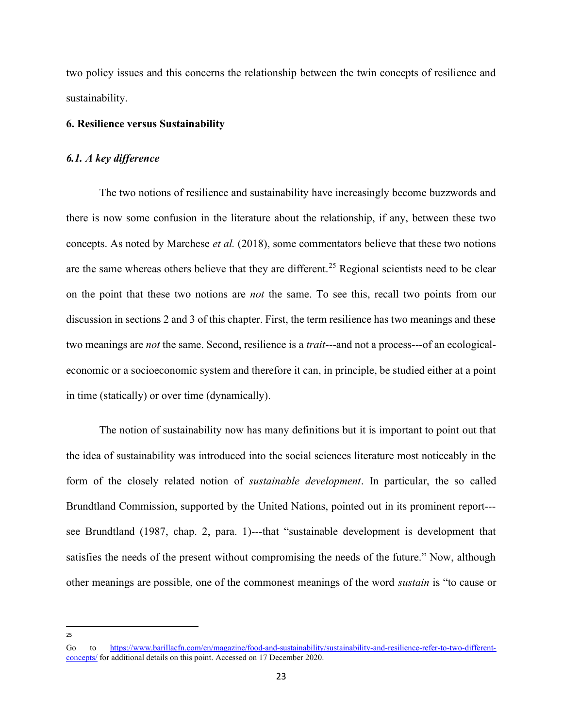two policy issues and this concerns the relationship between the twin concepts of resilience and sustainability.

## 6. Resilience versus Sustainability

### *6.1. A key difference*

The two notions of resilience and sustainability have increasingly become buzzwords and there is now some confusion in the literature about the relationship, if any, between these two concepts. As noted by Marchese *et al.* (2018), some commentators believe that these two notions are the same whereas others believe that they are different.[25] Regional scientists need to be clear on the point that these two notions are *not* the same. To see this, recall two points from our discussion in sections 2 and 3 of this chapter. First, the term resilience has two meanings and these two meanings are *not* the same. Second, resilience is a *trait*---and not a process---of an ecological-economic or a socioeconomic system and therefore it can, in principle, be studied either at a point in time (statically) or over time (dynamically).

The notion of sustainability now has many definitions but it is important to point out that the idea of sustainability was introduced into the social sciences literature most noticeably in the form of the closely related notion of *sustainable development*. In particular, the so called Brundtland Commission, supported by the United Nations, pointed out in its prominent report---see Brundtland (1987, chap. 2, para. 1)---that "sustainable development is development that satisfies the needs of the present without compromising the needs of the future." Now, although other meanings are possible, one of the commonest meanings of the word *sustain* is "to cause or

---

[25] Go to https://www.barillacfn.com/en/magazine/food-and-sustainability/sustainability-and-resilience-refer-to-two-different-concepts/ for additional details on this point. Accessed on 17 December 2020.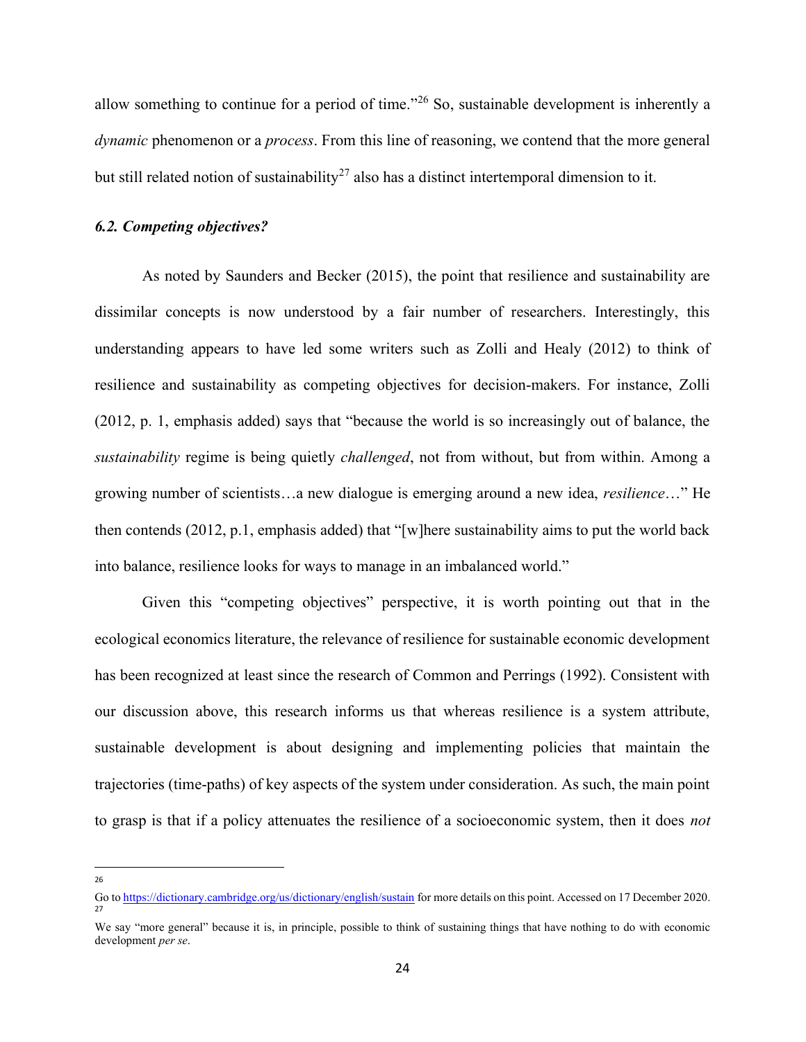allow something to continue for a period of time."[26] So, sustainable development is inherently a *dynamic* phenomenon or a *process*. From this line of reasoning, we contend that the more general but still related notion of sustainability[27] also has a distinct intertemporal dimension to it.

### *6.2. Competing objectives?*

As noted by Saunders and Becker (2015), the point that resilience and sustainability are dissimilar concepts is now understood by a fair number of researchers. Interestingly, this understanding appears to have led some writers such as Zolli and Healy (2012) to think of resilience and sustainability as competing objectives for decision-makers. For instance, Zolli (2012, p. 1, emphasis added) says that "because the world is so increasingly out of balance, the *sustainability* regime is being quietly *challenged*, not from without, but from within. Among a growing number of scientists…a new dialogue is emerging around a new idea, *resilience*…" He then contends (2012, p.1, emphasis added) that "[w]here sustainability aims to put the world back into balance, resilience looks for ways to manage in an imbalanced world."

Given this "competing objectives" perspective, it is worth pointing out that in the ecological economics literature, the relevance of resilience for sustainable economic development has been recognized at least since the research of Common and Perrings (1992). Consistent with our discussion above, this research informs us that whereas resilience is a system attribute, sustainable development is about designing and implementing policies that maintain the trajectories (time-paths) of key aspects of the system under consideration. As such, the main point to grasp is that if a policy attenuates the resilience of a socioeconomic system, then it does *not*

---

[26] Go to https://dictionary.cambridge.org/us/dictionary/english/sustain for more details on this point. Accessed on 17 December 2020.

[27] We say "more general" because it is, in principle, possible to think of sustaining things that have nothing to do with economic development *per se*.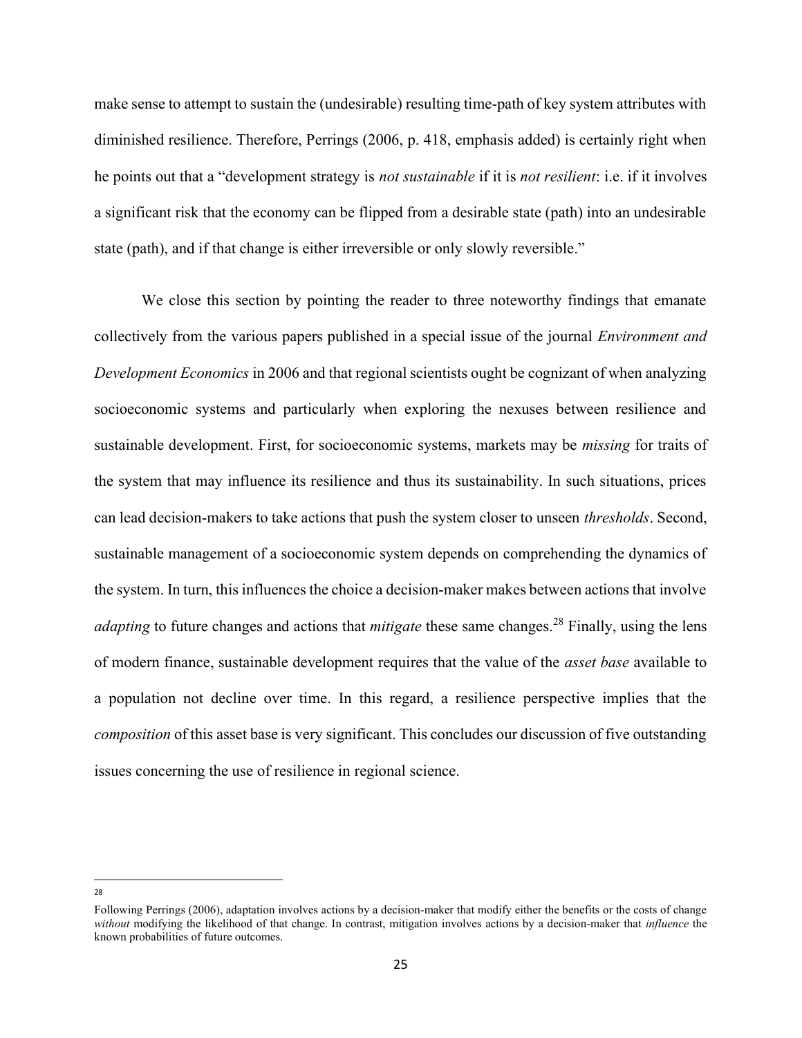make sense to attempt to sustain the (undesirable) resulting time-path of key system attributes with diminished resilience. Therefore, Perrings (2006, p. 418, emphasis added) is certainly right when he points out that a "development strategy is *not sustainable* if it is *not resilient*: i.e. if it involves a significant risk that the economy can be flipped from a desirable state (path) into an undesirable state (path), and if that change is either irreversible or only slowly reversible."

We close this section by pointing the reader to three noteworthy findings that emanate collectively from the various papers published in a special issue of the journal *Environment and Development Economics* in 2006 and that regional scientists ought be cognizant of when analyzing socioeconomic systems and particularly when exploring the nexuses between resilience and sustainable development. First, for socioeconomic systems, markets may be *missing* for traits of the system that may influence its resilience and thus its sustainability. In such situations, prices can lead decision-makers to take actions that push the system closer to unseen *thresholds*. Second, sustainable management of a socioeconomic system depends on comprehending the dynamics of the system. In turn, this influences the choice a decision-maker makes between actions that involve *adapting* to future changes and actions that *mitigate* these same changes.[28] Finally, using the lens of modern finance, sustainable development requires that the value of the *asset base* available to a population not decline over time. In this regard, a resilience perspective implies that the *composition* of this asset base is very significant. This concludes our discussion of five outstanding issues concerning the use of resilience in regional science.

---

[28] Following Perrings (2006), adaptation involves actions by a decision-maker that modify either the benefits or the costs of change *without* modifying the likelihood of that change. In contrast, mitigation involves actions by a decision-maker that *influence* the known probabilities of future outcomes.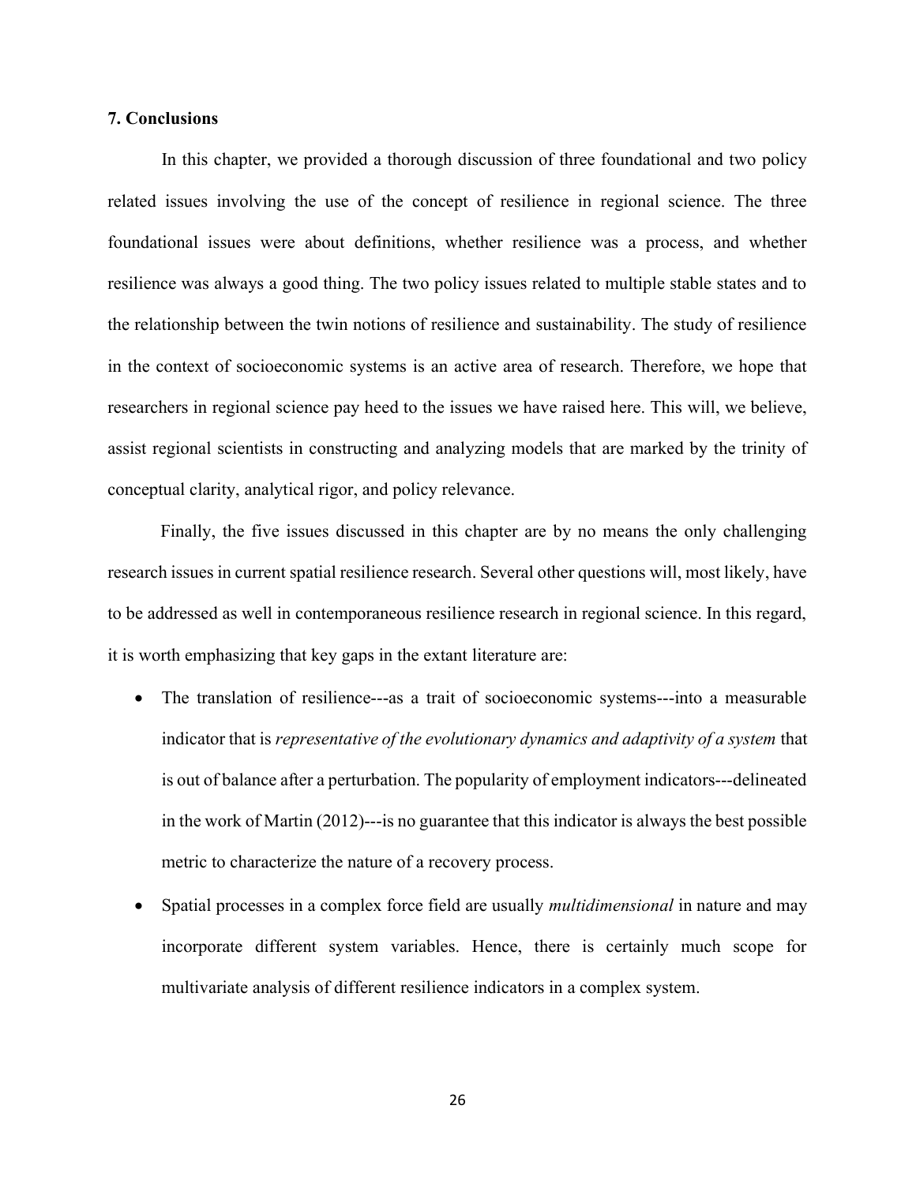## 7. Conclusions

In this chapter, we provided a thorough discussion of three foundational and two policy related issues involving the use of the concept of resilience in regional science. The three foundational issues were about definitions, whether resilience was a process, and whether resilience was always a good thing. The two policy issues related to multiple stable states and to the relationship between the twin notions of resilience and sustainability. The study of resilience in the context of socioeconomic systems is an active area of research. Therefore, we hope that researchers in regional science pay heed to the issues we have raised here. This will, we believe, assist regional scientists in constructing and analyzing models that are marked by the trinity of conceptual clarity, analytical rigor, and policy relevance.

Finally, the five issues discussed in this chapter are by no means the only challenging research issues in current spatial resilience research. Several other questions will, most likely, have to be addressed as well in contemporaneous resilience research in regional science. In this regard, it is worth emphasizing that key gaps in the extant literature are:

- The translation of resilience---as a trait of socioeconomic systems---into a measurable indicator that is *representative of the evolutionary dynamics and adaptivity of a system* that is out of balance after a perturbation. The popularity of employment indicators---delineated in the work of Martin (2012)---is no guarantee that this indicator is always the best possible metric to characterize the nature of a recovery process.
- Spatial processes in a complex force field are usually *multidimensional* in nature and may incorporate different system variables. Hence, there is certainly much scope for multivariate analysis of different resilience indicators in a complex system.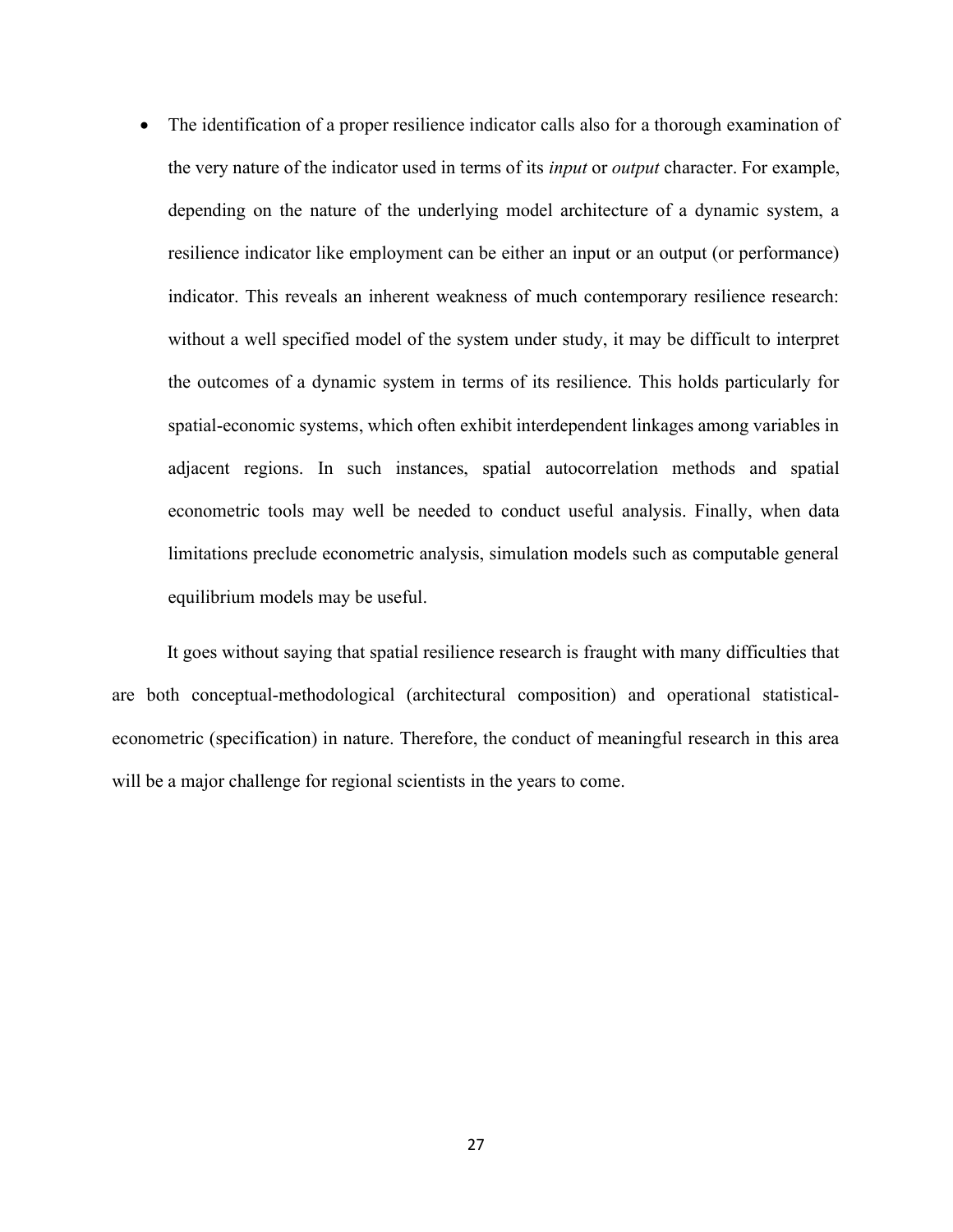- The identification of a proper resilience indicator calls also for a thorough examination of the very nature of the indicator used in terms of its *input* or *output* character. For example, depending on the nature of the underlying model architecture of a dynamic system, a resilience indicator like employment can be either an input or an output (or performance) indicator. This reveals an inherent weakness of much contemporary resilience research: without a well specified model of the system under study, it may be difficult to interpret the outcomes of a dynamic system in terms of its resilience. This holds particularly for spatial-economic systems, which often exhibit interdependent linkages among variables in adjacent regions. In such instances, spatial autocorrelation methods and spatial econometric tools may well be needed to conduct useful analysis. Finally, when data limitations preclude econometric analysis, simulation models such as computable general equilibrium models may be useful.

It goes without saying that spatial resilience research is fraught with many difficulties that are both conceptual-methodological (architectural composition) and operational statistical-econometric (specification) in nature. Therefore, the conduct of meaningful research in this area will be a major challenge for regional scientists in the years to come.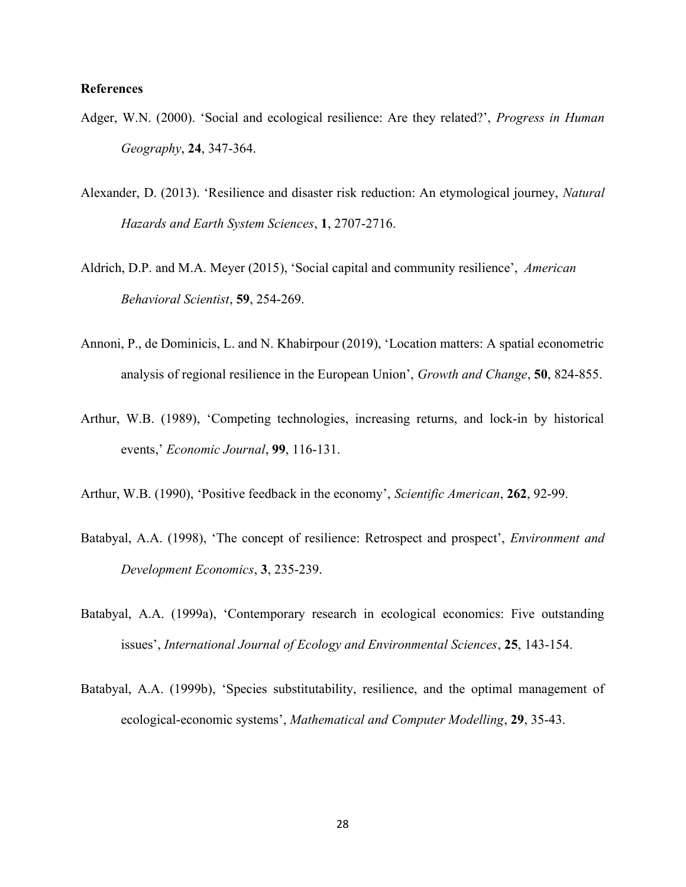**References**

Adger, W.N. (2000). 'Social and ecological resilience: Are they related?', *Progress in Human Geography*, **24**, 347-364.

Alexander, D. (2013). 'Resilience and disaster risk reduction: An etymological journey, *Natural Hazards and Earth System Sciences*, **1**, 2707-2716.

Aldrich, D.P. and M.A. Meyer (2015), 'Social capital and community resilience', *American Behavioral Scientist*, **59**, 254-269.

Annoni, P., de Dominicis, L. and N. Khabirpour (2019), 'Location matters: A spatial econometric analysis of regional resilience in the European Union', *Growth and Change*, **50**, 824-855.

Arthur, W.B. (1989), 'Competing technologies, increasing returns, and lock-in by historical events,' *Economic Journal*, **99**, 116-131.

Arthur, W.B. (1990), 'Positive feedback in the economy', *Scientific American*, **262**, 92-99.

Batabyal, A.A. (1998), 'The concept of resilience: Retrospect and prospect', *Environment and Development Economics*, **3**, 235-239.

Batabyal, A.A. (1999a), 'Contemporary research in ecological economics: Five outstanding issues', *International Journal of Ecology and Environmental Sciences*, **25**, 143-154.

Batabyal, A.A. (1999b), 'Species substitutability, resilience, and the optimal management of ecological-economic systems', *Mathematical and Computer Modelling*, **29**, 35-43.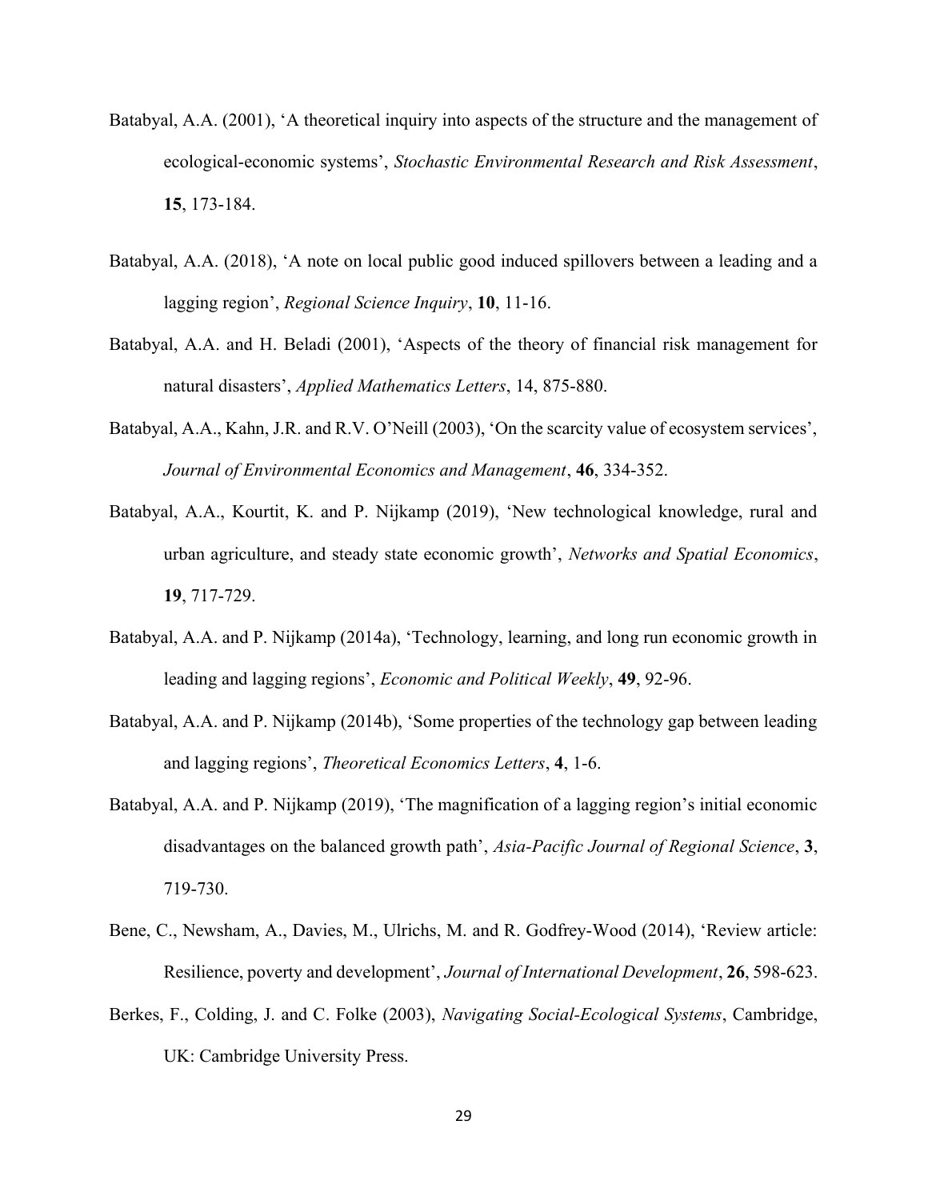Batabyal, A.A. (2001), 'A theoretical inquiry into aspects of the structure and the management of ecological-economic systems', *Stochastic Environmental Research and Risk Assessment*, **15**, 173-184.

Batabyal, A.A. (2018), 'A note on local public good induced spillovers between a leading and a lagging region', *Regional Science Inquiry*, **10**, 11-16.

Batabyal, A.A. and H. Beladi (2001), 'Aspects of the theory of financial risk management for natural disasters', *Applied Mathematics Letters*, 14, 875-880.

Batabyal, A.A., Kahn, J.R. and R.V. O'Neill (2003), 'On the scarcity value of ecosystem services', *Journal of Environmental Economics and Management*, **46**, 334-352.

Batabyal, A.A., Kourtit, K. and P. Nijkamp (2019), 'New technological knowledge, rural and urban agriculture, and steady state economic growth', *Networks and Spatial Economics*, **19**, 717-729.

Batabyal, A.A. and P. Nijkamp (2014a), 'Technology, learning, and long run economic growth in leading and lagging regions', *Economic and Political Weekly*, **49**, 92-96.

Batabyal, A.A. and P. Nijkamp (2014b), 'Some properties of the technology gap between leading and lagging regions', *Theoretical Economics Letters*, **4**, 1-6.

Batabyal, A.A. and P. Nijkamp (2019), 'The magnification of a lagging region's initial economic disadvantages on the balanced growth path', *Asia-Pacific Journal of Regional Science*, **3**, 719-730.

Bene, C., Newsham, A., Davies, M., Ulrichs, M. and R. Godfrey-Wood (2014), 'Review article: Resilience, poverty and development', *Journal of International Development*, **26**, 598-623.

Berkes, F., Colding, J. and C. Folke (2003), *Navigating Social-Ecological Systems*, Cambridge, UK: Cambridge University Press.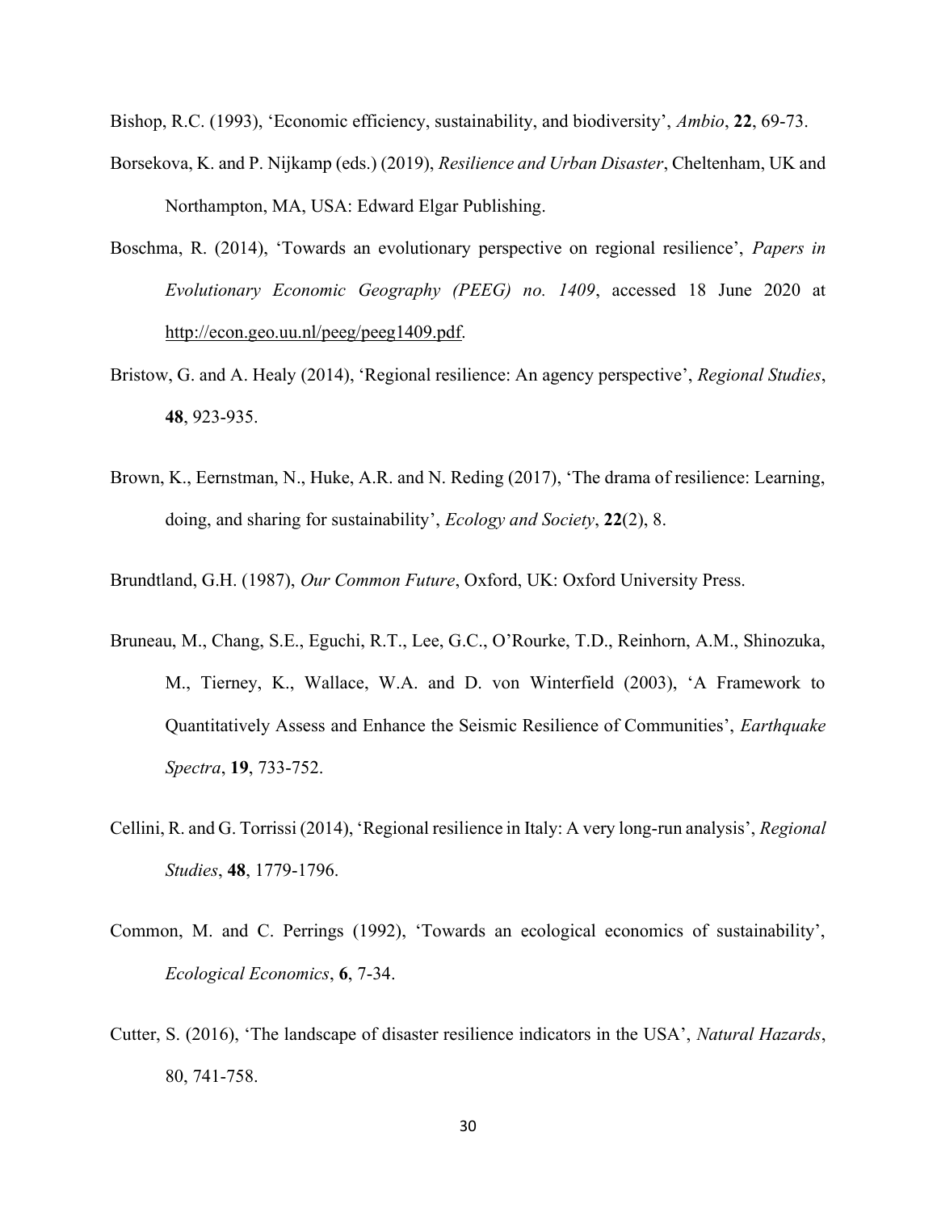Bishop, R.C. (1993), 'Economic efficiency, sustainability, and biodiversity', *Ambio*, **22**, 69-73.

Borsekova, K. and P. Nijkamp (eds.) (2019), *Resilience and Urban Disaster*, Cheltenham, UK and Northampton, MA, USA: Edward Elgar Publishing.

Boschma, R. (2014), 'Towards an evolutionary perspective on regional resilience', *Papers in Evolutionary Economic Geography (PEEG) no. 1409*, accessed 18 June 2020 at http://econ.geo.uu.nl/peeg/peeg1409.pdf.

Bristow, G. and A. Healy (2014), 'Regional resilience: An agency perspective', *Regional Studies*, **48**, 923-935.

Brown, K., Eernstman, N., Huke, A.R. and N. Reding (2017), 'The drama of resilience: Learning, doing, and sharing for sustainability', *Ecology and Society*, **22**(2), 8.

Brundtland, G.H. (1987), *Our Common Future*, Oxford, UK: Oxford University Press.

Bruneau, M., Chang, S.E., Eguchi, R.T., Lee, G.C., O'Rourke, T.D., Reinhorn, A.M., Shinozuka, M., Tierney, K., Wallace, W.A. and D. von Winterfield (2003), 'A Framework to Quantitatively Assess and Enhance the Seismic Resilience of Communities', *Earthquake Spectra*, **19**, 733-752.

Cellini, R. and G. Torrissi (2014), 'Regional resilience in Italy: A very long-run analysis', *Regional Studies*, **48**, 1779-1796.

Common, M. and C. Perrings (1992), 'Towards an ecological economics of sustainability', *Ecological Economics*, **6**, 7-34.

Cutter, S. (2016), 'The landscape of disaster resilience indicators in the USA', *Natural Hazards*, 80, 741-758.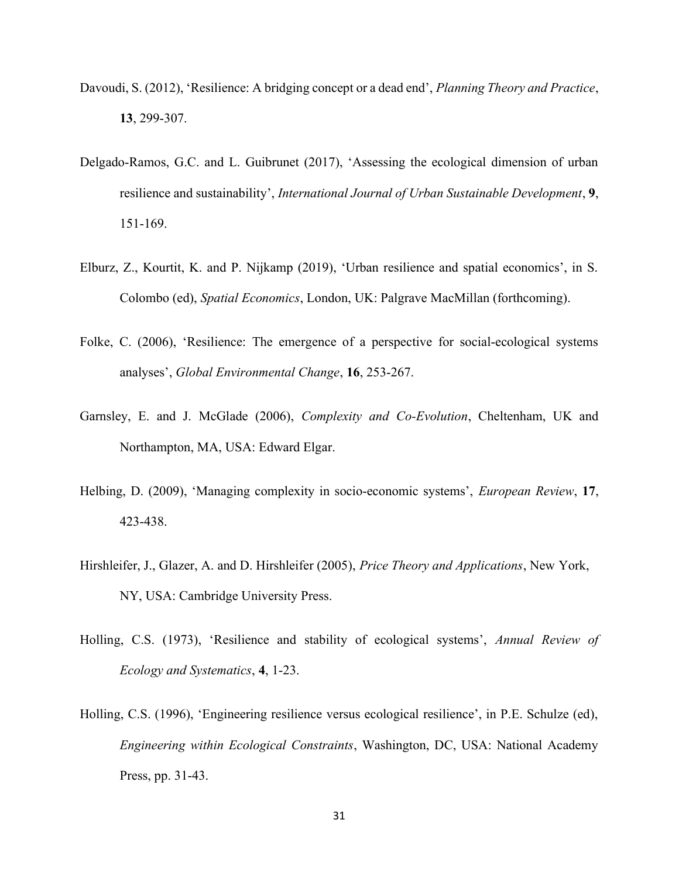Davoudi, S. (2012), 'Resilience: A bridging concept or a dead end', *Planning Theory and Practice*, **13**, 299-307.

Delgado-Ramos, G.C. and L. Guibrunet (2017), 'Assessing the ecological dimension of urban resilience and sustainability', *International Journal of Urban Sustainable Development*, **9**, 151-169.

Elburz, Z., Kourtit, K. and P. Nijkamp (2019), 'Urban resilience and spatial economics', in S. Colombo (ed), *Spatial Economics*, London, UK: Palgrave MacMillan (forthcoming).

Folke, C. (2006), 'Resilience: The emergence of a perspective for social-ecological systems analyses', *Global Environmental Change*, **16**, 253-267.

Garnsley, E. and J. McGlade (2006), *Complexity and Co-Evolution*, Cheltenham, UK and Northampton, MA, USA: Edward Elgar.

Helbing, D. (2009), 'Managing complexity in socio-economic systems', *European Review*, **17**, 423-438.

Hirshleifer, J., Glazer, A. and D. Hirshleifer (2005), *Price Theory and Applications*, New York, NY, USA: Cambridge University Press.

Holling, C.S. (1973), 'Resilience and stability of ecological systems', *Annual Review of Ecology and Systematics*, **4**, 1-23.

Holling, C.S. (1996), 'Engineering resilience versus ecological resilience', in P.E. Schulze (ed), *Engineering within Ecological Constraints*, Washington, DC, USA: National Academy Press, pp. 31-43.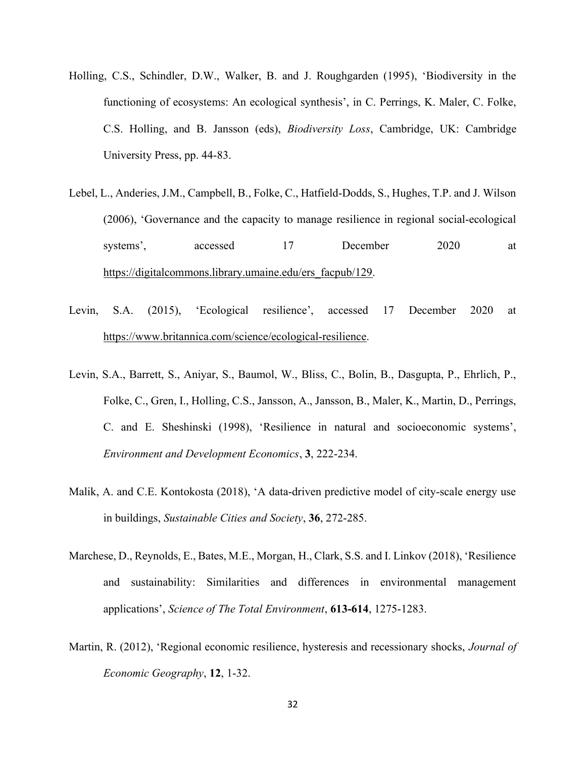Holling, C.S., Schindler, D.W., Walker, B. and J. Roughgarden (1995), 'Biodiversity in the functioning of ecosystems: An ecological synthesis', in C. Perrings, K. Maler, C. Folke, C.S. Holling, and B. Jansson (eds), *Biodiversity Loss*, Cambridge, UK: Cambridge University Press, pp. 44-83.

Lebel, L., Anderies, J.M., Campbell, B., Folke, C., Hatfield-Dodds, S., Hughes, T.P. and J. Wilson (2006), 'Governance and the capacity to manage resilience in regional social-ecological systems', accessed 17 December 2020 at https://digitalcommons.library.umaine.edu/ers_facpub/129.

Levin, S.A. (2015), 'Ecological resilience', accessed 17 December 2020 at https://www.britannica.com/science/ecological-resilience.

Levin, S.A., Barrett, S., Aniyar, S., Baumol, W., Bliss, C., Bolin, B., Dasgupta, P., Ehrlich, P., Folke, C., Gren, I., Holling, C.S., Jansson, A., Jansson, B., Maler, K., Martin, D., Perrings, C. and E. Sheshinski (1998), 'Resilience in natural and socioeconomic systems', *Environment and Development Economics*, **3**, 222-234.

Malik, A. and C.E. Kontokosta (2018), 'A data-driven predictive model of city-scale energy use in buildings, *Sustainable Cities and Society*, **36**, 272-285.

Marchese, D., Reynolds, E., Bates, M.E., Morgan, H., Clark, S.S. and I. Linkov (2018), 'Resilience and sustainability: Similarities and differences in environmental management applications', *Science of The Total Environment*, **613-614**, 1275-1283.

Martin, R. (2012), 'Regional economic resilience, hysteresis and recessionary shocks, *Journal of Economic Geography*, **12**, 1-32.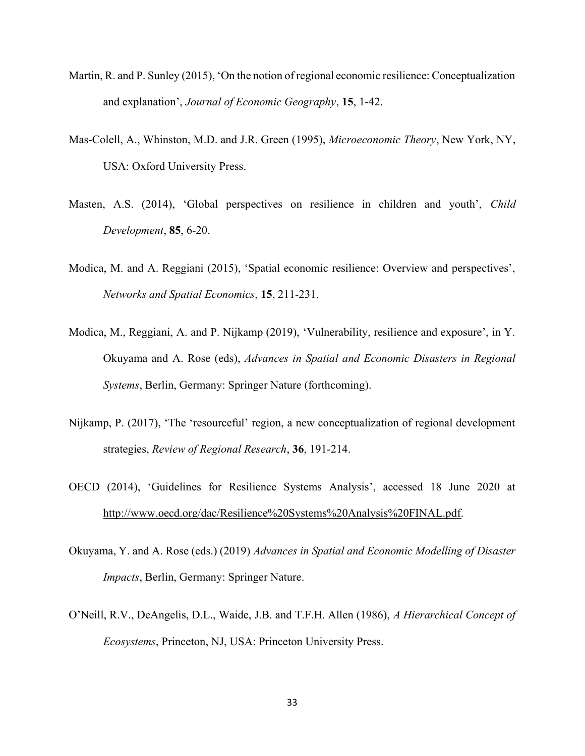Martin, R. and P. Sunley (2015), 'On the notion of regional economic resilience: Conceptualization and explanation', *Journal of Economic Geography*, **15**, 1-42.

Mas-Colell, A., Whinston, M.D. and J.R. Green (1995), *Microeconomic Theory*, New York, NY, USA: Oxford University Press.

Masten, A.S. (2014), 'Global perspectives on resilience in children and youth', *Child Development*, **85**, 6-20.

Modica, M. and A. Reggiani (2015), 'Spatial economic resilience: Overview and perspectives', *Networks and Spatial Economics*, **15**, 211-231.

Modica, M., Reggiani, A. and P. Nijkamp (2019), 'Vulnerability, resilience and exposure', in Y. Okuyama and A. Rose (eds), *Advances in Spatial and Economic Disasters in Regional Systems*, Berlin, Germany: Springer Nature (forthcoming).

Nijkamp, P. (2017), 'The 'resourceful' region, a new conceptualization of regional development strategies, *Review of Regional Research*, **36**, 191-214.

OECD (2014), 'Guidelines for Resilience Systems Analysis', accessed 18 June 2020 at http://www.oecd.org/dac/Resilience%20Systems%20Analysis%20FINAL.pdf.

Okuyama, Y. and A. Rose (eds.) (2019) *Advances in Spatial and Economic Modelling of Disaster Impacts*, Berlin, Germany: Springer Nature.

O'Neill, R.V., DeAngelis, D.L., Waide, J.B. and T.F.H. Allen (1986), *A Hierarchical Concept of Ecosystems*, Princeton, NJ, USA: Princeton University Press.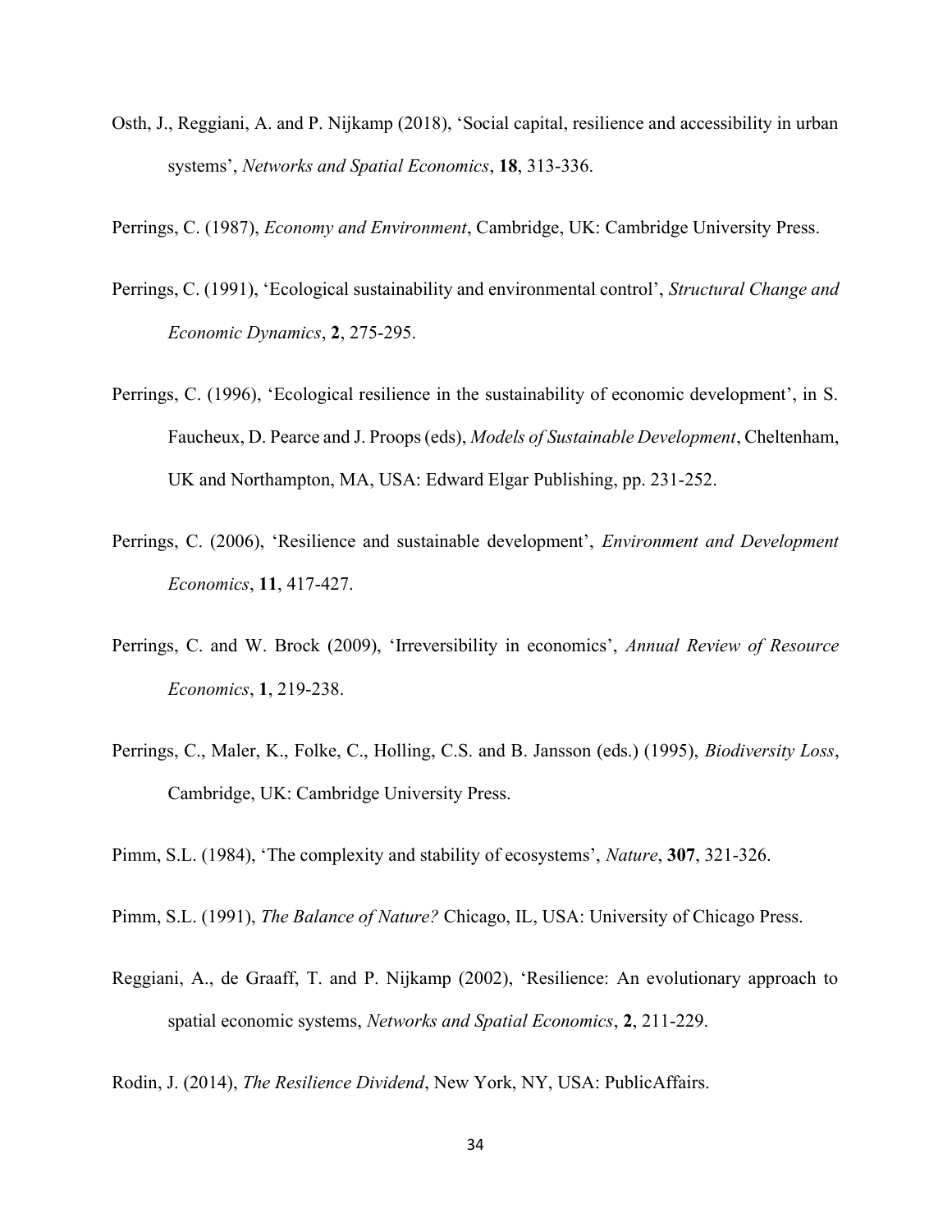Osth, J., Reggiani, A. and P. Nijkamp (2018), 'Social capital, resilience and accessibility in urban systems', *Networks and Spatial Economics*, **18**, 313-336.

Perrings, C. (1987), *Economy and Environment*, Cambridge, UK: Cambridge University Press.

Perrings, C. (1991), 'Ecological sustainability and environmental control', *Structural Change and Economic Dynamics*, **2**, 275-295.

Perrings, C. (1996), 'Ecological resilience in the sustainability of economic development', in S. Faucheux, D. Pearce and J. Proops (eds), *Models of Sustainable Development*, Cheltenham, UK and Northampton, MA, USA: Edward Elgar Publishing, pp. 231-252.

Perrings, C. (2006), 'Resilience and sustainable development', *Environment and Development Economics*, **11**, 417-427.

Perrings, C. and W. Brock (2009), 'Irreversibility in economics', *Annual Review of Resource Economics*, **1**, 219-238.

Perrings, C., Maler, K., Folke, C., Holling, C.S. and B. Jansson (eds.) (1995), *Biodiversity Loss*, Cambridge, UK: Cambridge University Press.

Pimm, S.L. (1984), 'The complexity and stability of ecosystems', *Nature*, **307**, 321-326.

Pimm, S.L. (1991), *The Balance of Nature?* Chicago, IL, USA: University of Chicago Press.

Reggiani, A., de Graaff, T. and P. Nijkamp (2002), 'Resilience: An evolutionary approach to spatial economic systems, *Networks and Spatial Economics*, **2**, 211-229.

Rodin, J. (2014), *The Resilience Dividend*, New York, NY, USA: PublicAffairs.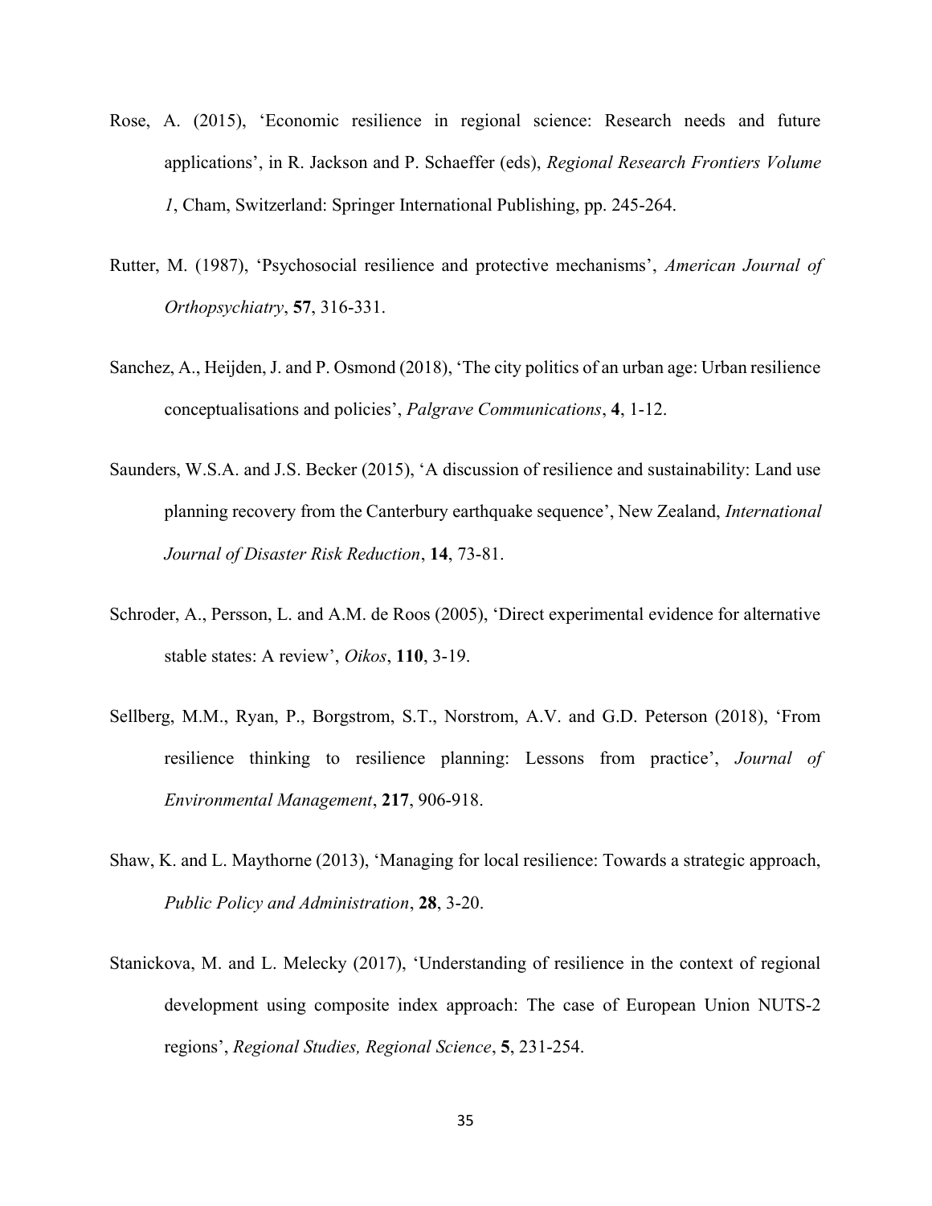Rose, A. (2015), 'Economic resilience in regional science: Research needs and future applications', in R. Jackson and P. Schaeffer (eds), *Regional Research Frontiers Volume 1*, Cham, Switzerland: Springer International Publishing, pp. 245-264.

Rutter, M. (1987), 'Psychosocial resilience and protective mechanisms', *American Journal of Orthopsychiatry*, **57**, 316-331.

Sanchez, A., Heijden, J. and P. Osmond (2018), 'The city politics of an urban age: Urban resilience conceptualisations and policies', *Palgrave Communications*, **4**, 1-12.

Saunders, W.S.A. and J.S. Becker (2015), 'A discussion of resilience and sustainability: Land use planning recovery from the Canterbury earthquake sequence', New Zealand, *International Journal of Disaster Risk Reduction*, **14**, 73-81.

Schroder, A., Persson, L. and A.M. de Roos (2005), 'Direct experimental evidence for alternative stable states: A review', *Oikos*, **110**, 3-19.

Sellberg, M.M., Ryan, P., Borgstrom, S.T., Norstrom, A.V. and G.D. Peterson (2018), 'From resilience thinking to resilience planning: Lessons from practice', *Journal of Environmental Management*, **217**, 906-918.

Shaw, K. and L. Maythorne (2013), 'Managing for local resilience: Towards a strategic approach, *Public Policy and Administration*, **28**, 3-20.

Stanickova, M. and L. Melecky (2017), 'Understanding of resilience in the context of regional development using composite index approach: The case of European Union NUTS-2 regions', *Regional Studies, Regional Science*, **5**, 231-254.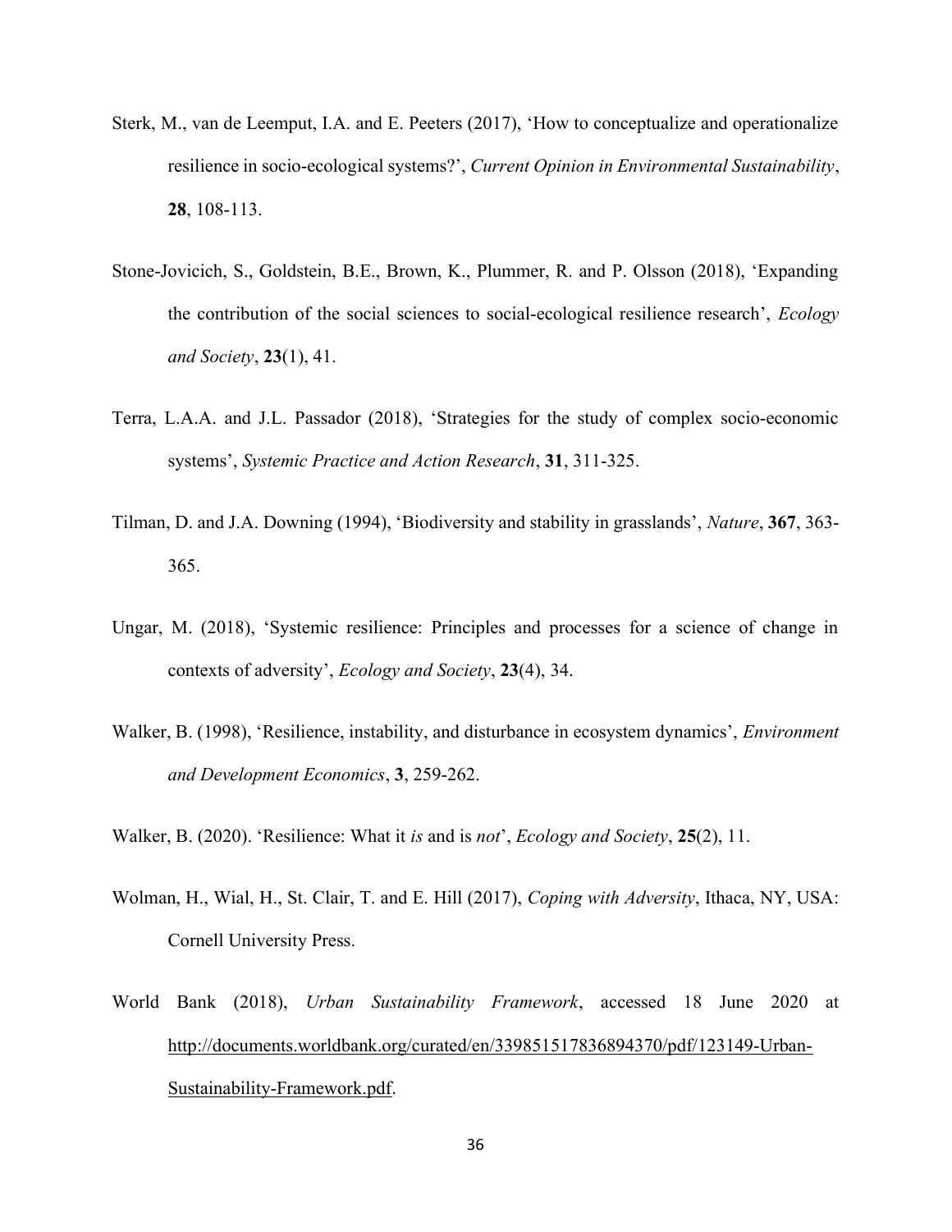Sterk, M., van de Leemput, I.A. and E. Peeters (2017), 'How to conceptualize and operationalize resilience in socio-ecological systems?', *Current Opinion in Environmental Sustainability*, **28**, 108-113.

Stone-Jovicich, S., Goldstein, B.E., Brown, K., Plummer, R. and P. Olsson (2018), 'Expanding the contribution of the social sciences to social-ecological resilience research', *Ecology and Society*, **23**(1), 41.

Terra, L.A.A. and J.L. Passador (2018), 'Strategies for the study of complex socio-economic systems', *Systemic Practice and Action Research*, **31**, 311-325.

Tilman, D. and J.A. Downing (1994), 'Biodiversity and stability in grasslands', *Nature*, **367**, 363-365.

Ungar, M. (2018), 'Systemic resilience: Principles and processes for a science of change in contexts of adversity', *Ecology and Society*, **23**(4), 34.

Walker, B. (1998), 'Resilience, instability, and disturbance in ecosystem dynamics', *Environment and Development Economics*, **3**, 259-262.

Walker, B. (2020). 'Resilience: What it *is* and is *not*', *Ecology and Society*, **25**(2), 11.

Wolman, H., Wial, H., St. Clair, T. and E. Hill (2017), *Coping with Adversity*, Ithaca, NY, USA: Cornell University Press.

World Bank (2018), *Urban Sustainability Framework*, accessed 18 June 2020 at http://documents.worldbank.org/curated/en/339851517836894370/pdf/123149-Urban-Sustainability-Framework.pdf.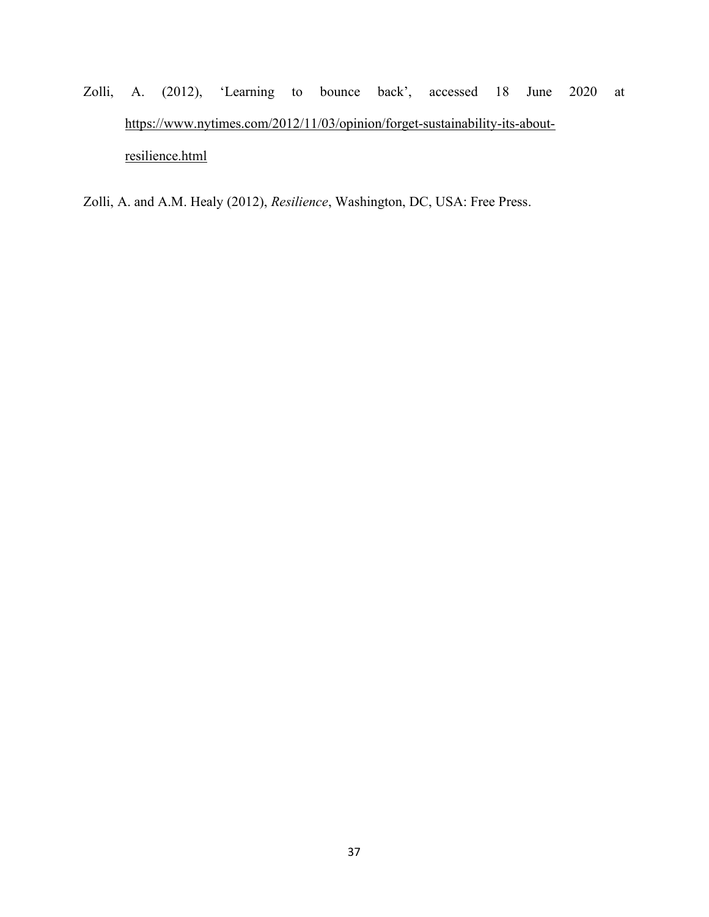Zolli, A. (2012), 'Learning to bounce back', accessed 18 June 2020 at https://www.nytimes.com/2012/11/03/opinion/forget-sustainability-its-about-resilience.html

Zolli, A. and A.M. Healy (2012), *Resilience*, Washington, DC, USA: Free Press.